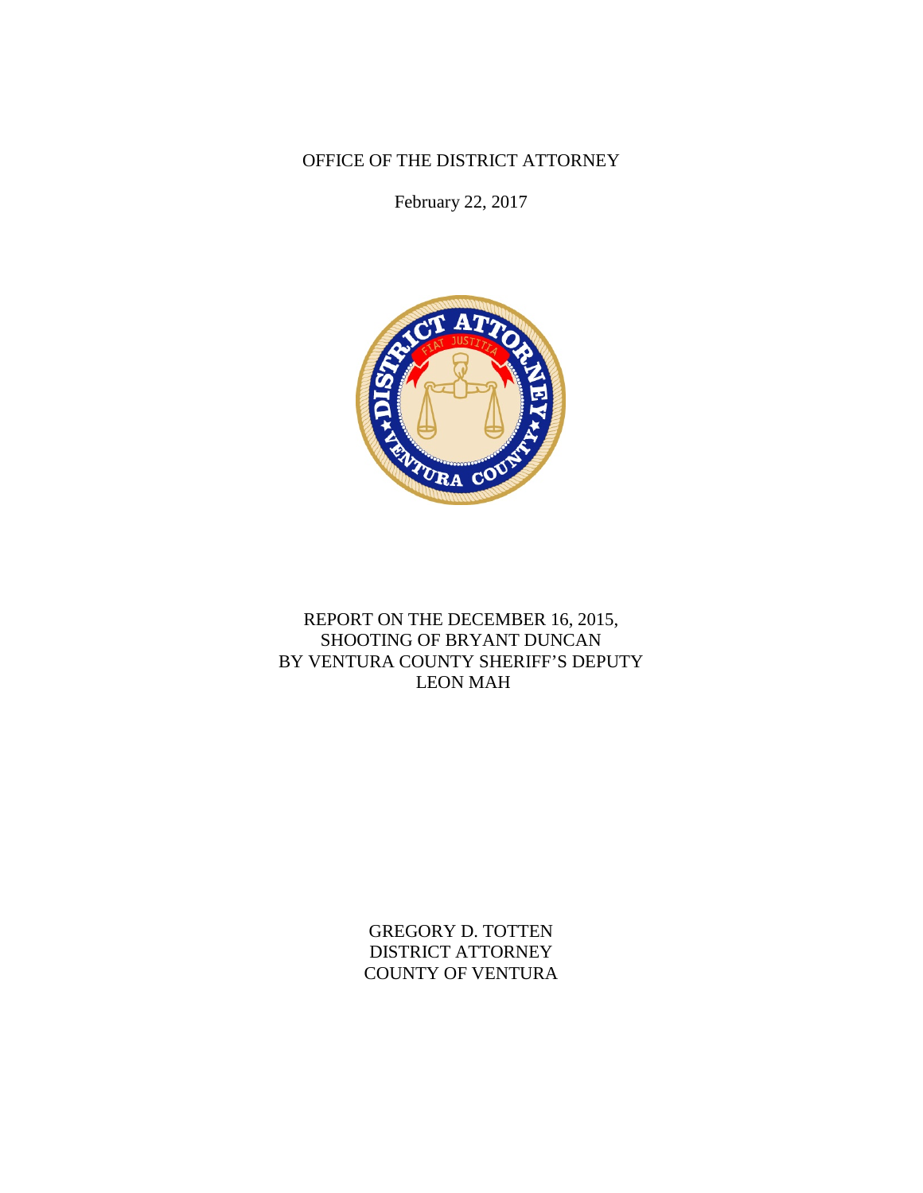OFFICE OF THE DISTRICT ATTORNEY

February 22, 2017

# REPORT ON THE DECEMBER 16, 2015, SHOOTING OF BRYANT DUNCAN BY VENTURA COUNTY SHERIFF'S DEPUTY LEON MAH

GREGORY D. TOTTEN
DISTRICT ATTORNEY
COUNTY OF VENTURA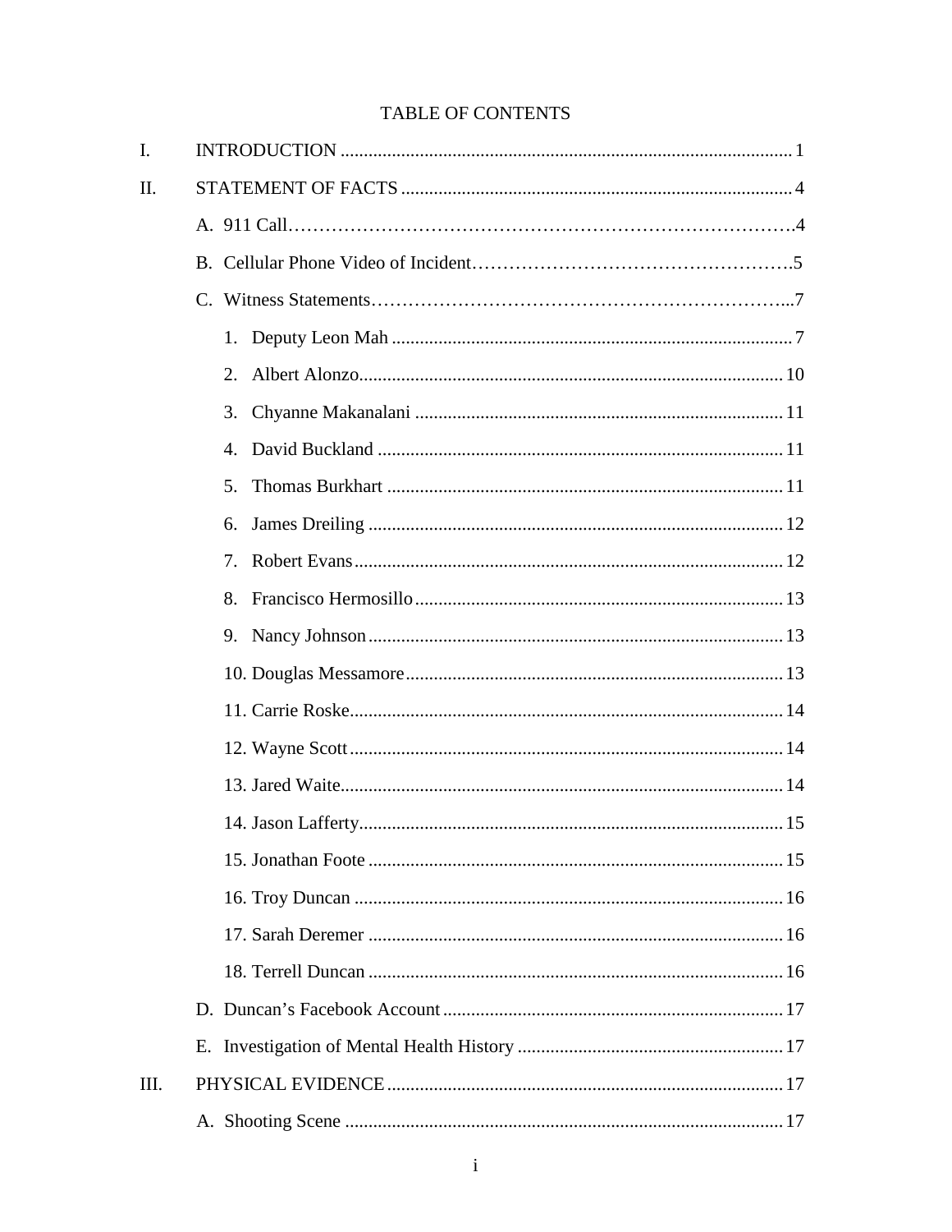# TABLE OF CONTENTS

I. INTRODUCTION ........................................................................................ 1

II. STATEMENT OF FACTS ........................................................................ 4

A. 911 Call.......................................................................................................4

B. Cellular Phone Video of Incident..............................................................5

C. Witness Statements.....................................................................................7

1. Deputy Leon Mah ........................................................................ 7
2. Albert Alonzo............................................................................... 10
3. Chyanne Makanalani ................................................................... 11
4. David Buckland ........................................................................... 11
5. Thomas Burkhart ......................................................................... 11
6. James Dreiling ............................................................................. 12
7. Robert Evans................................................................................ 12
8. Francisco Hermosillo ................................................................... 13
9. Nancy Johnson............................................................................. 13
10. Douglas Messamore.................................................................... 13
11. Carrie Roske................................................................................ 14
12. Wayne Scott................................................................................ 14
13. Jared Waite.................................................................................. 14
14. Jason Lafferty.............................................................................. 15
15. Jonathan Foote ............................................................................ 15
16. Troy Duncan ............................................................................... 16
17. Sarah Deremer ............................................................................ 16
18. Terrell Duncan ............................................................................ 16

D. Duncan's Facebook Account ................................................................... 17

E. Investigation of Mental Health History ................................................... 17

III. PHYSICAL EVIDENCE ........................................................................ 17

A. Shooting Scene ........................................................................................ 17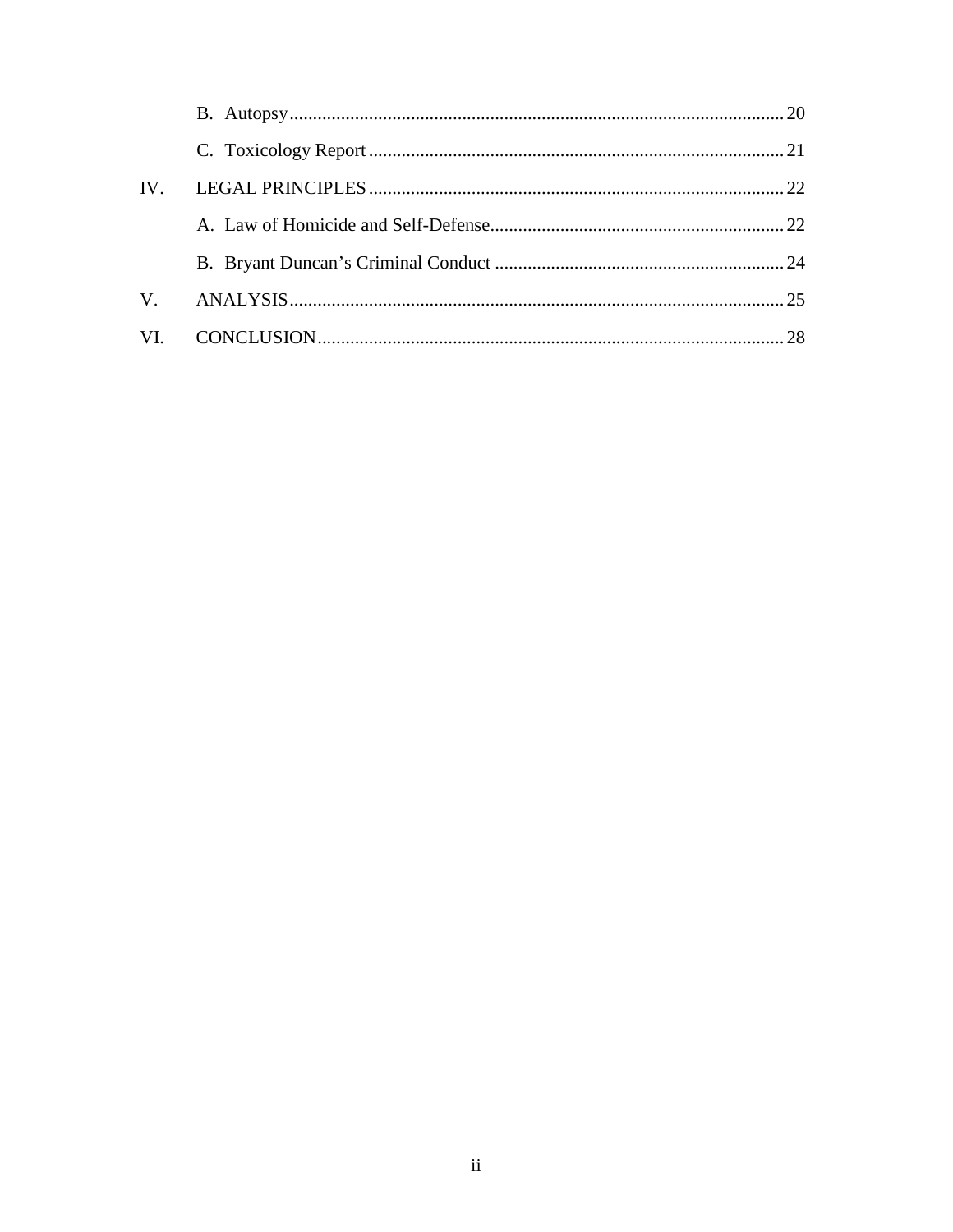B. Autopsy ........................................................................................................ 20

C. Toxicology Report ......................................................................................... 21

IV. LEGAL PRINCIPLES ......................................................................................... 22

A. Law of Homicide and Self-Defense ............................................................... 22

B. Bryant Duncan's Criminal Conduct .............................................................. 24

V. ANALYSIS ......................................................................................................... 25

VI. CONCLUSION .................................................................................................... 28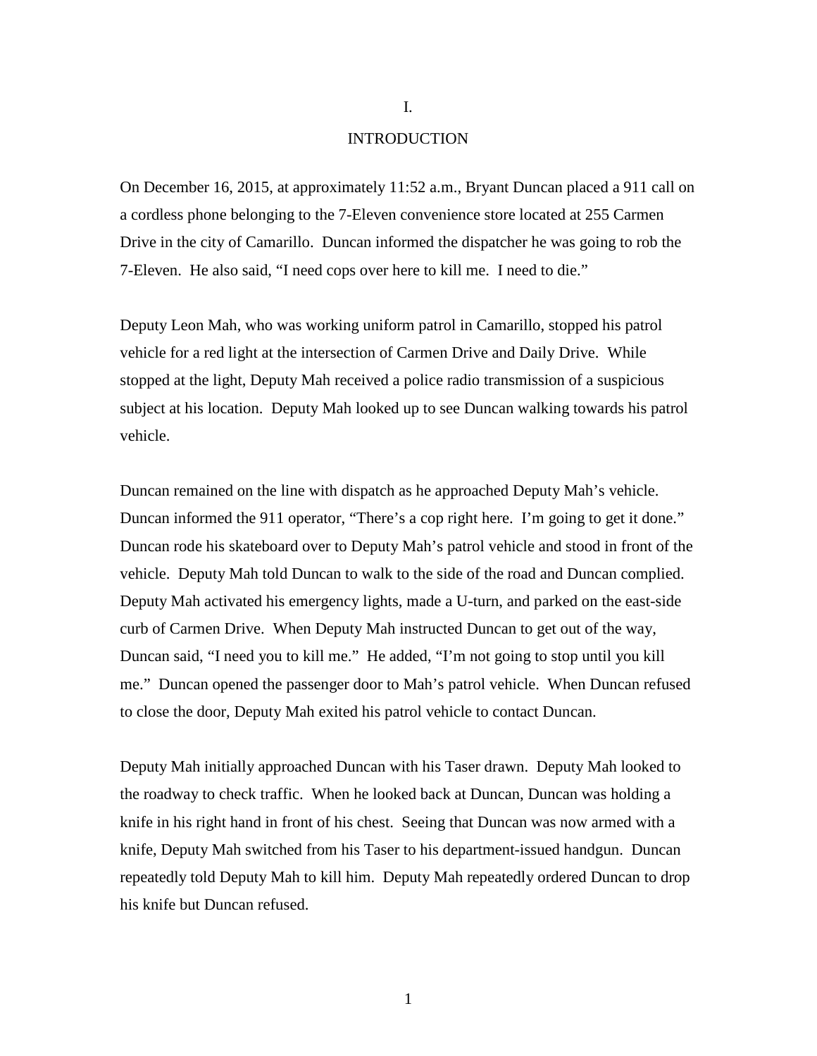# I.

# INTRODUCTION

On December 16, 2015, at approximately 11:52 a.m., Bryant Duncan placed a 911 call on a cordless phone belonging to the 7-Eleven convenience store located at 255 Carmen Drive in the city of Camarillo. Duncan informed the dispatcher he was going to rob the 7-Eleven. He also said, "I need cops over here to kill me. I need to die."

Deputy Leon Mah, who was working uniform patrol in Camarillo, stopped his patrol vehicle for a red light at the intersection of Carmen Drive and Daily Drive. While stopped at the light, Deputy Mah received a police radio transmission of a suspicious subject at his location. Deputy Mah looked up to see Duncan walking towards his patrol vehicle.

Duncan remained on the line with dispatch as he approached Deputy Mah's vehicle. Duncan informed the 911 operator, "There's a cop right here. I'm going to get it done." Duncan rode his skateboard over to Deputy Mah's patrol vehicle and stood in front of the vehicle. Deputy Mah told Duncan to walk to the side of the road and Duncan complied. Deputy Mah activated his emergency lights, made a U-turn, and parked on the east-side curb of Carmen Drive. When Deputy Mah instructed Duncan to get out of the way, Duncan said, "I need you to kill me." He added, "I'm not going to stop until you kill me." Duncan opened the passenger door to Mah's patrol vehicle. When Duncan refused to close the door, Deputy Mah exited his patrol vehicle to contact Duncan.

Deputy Mah initially approached Duncan with his Taser drawn. Deputy Mah looked to the roadway to check traffic. When he looked back at Duncan, Duncan was holding a knife in his right hand in front of his chest. Seeing that Duncan was now armed with a knife, Deputy Mah switched from his Taser to his department-issued handgun. Duncan repeatedly told Deputy Mah to kill him. Deputy Mah repeatedly ordered Duncan to drop his knife but Duncan refused.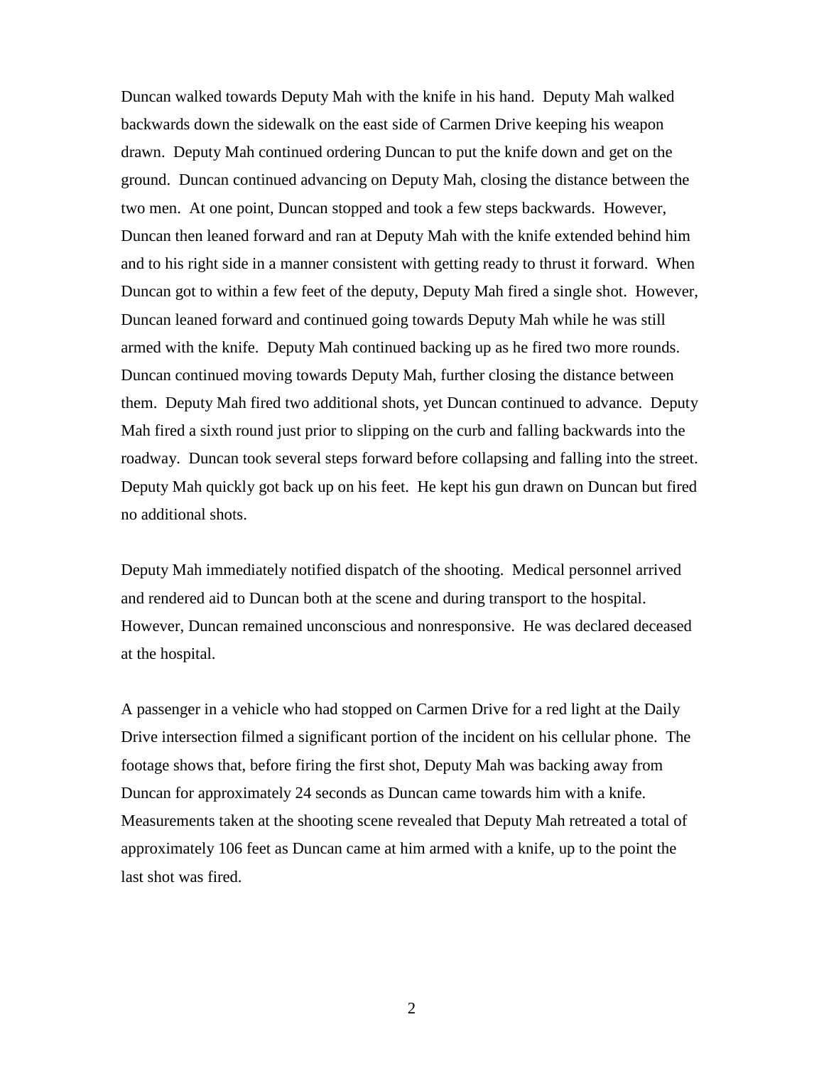Duncan walked towards Deputy Mah with the knife in his hand. Deputy Mah walked backwards down the sidewalk on the east side of Carmen Drive keeping his weapon drawn. Deputy Mah continued ordering Duncan to put the knife down and get on the ground. Duncan continued advancing on Deputy Mah, closing the distance between the two men. At one point, Duncan stopped and took a few steps backwards. However, Duncan then leaned forward and ran at Deputy Mah with the knife extended behind him and to his right side in a manner consistent with getting ready to thrust it forward. When Duncan got to within a few feet of the deputy, Deputy Mah fired a single shot. However, Duncan leaned forward and continued going towards Deputy Mah while he was still armed with the knife. Deputy Mah continued backing up as he fired two more rounds. Duncan continued moving towards Deputy Mah, further closing the distance between them. Deputy Mah fired two additional shots, yet Duncan continued to advance. Deputy Mah fired a sixth round just prior to slipping on the curb and falling backwards into the roadway. Duncan took several steps forward before collapsing and falling into the street. Deputy Mah quickly got back up on his feet. He kept his gun drawn on Duncan but fired no additional shots.

Deputy Mah immediately notified dispatch of the shooting. Medical personnel arrived and rendered aid to Duncan both at the scene and during transport to the hospital. However, Duncan remained unconscious and nonresponsive. He was declared deceased at the hospital.

A passenger in a vehicle who had stopped on Carmen Drive for a red light at the Daily Drive intersection filmed a significant portion of the incident on his cellular phone. The footage shows that, before firing the first shot, Deputy Mah was backing away from Duncan for approximately 24 seconds as Duncan came towards him with a knife. Measurements taken at the shooting scene revealed that Deputy Mah retreated a total of approximately 106 feet as Duncan came at him armed with a knife, up to the point the last shot was fired.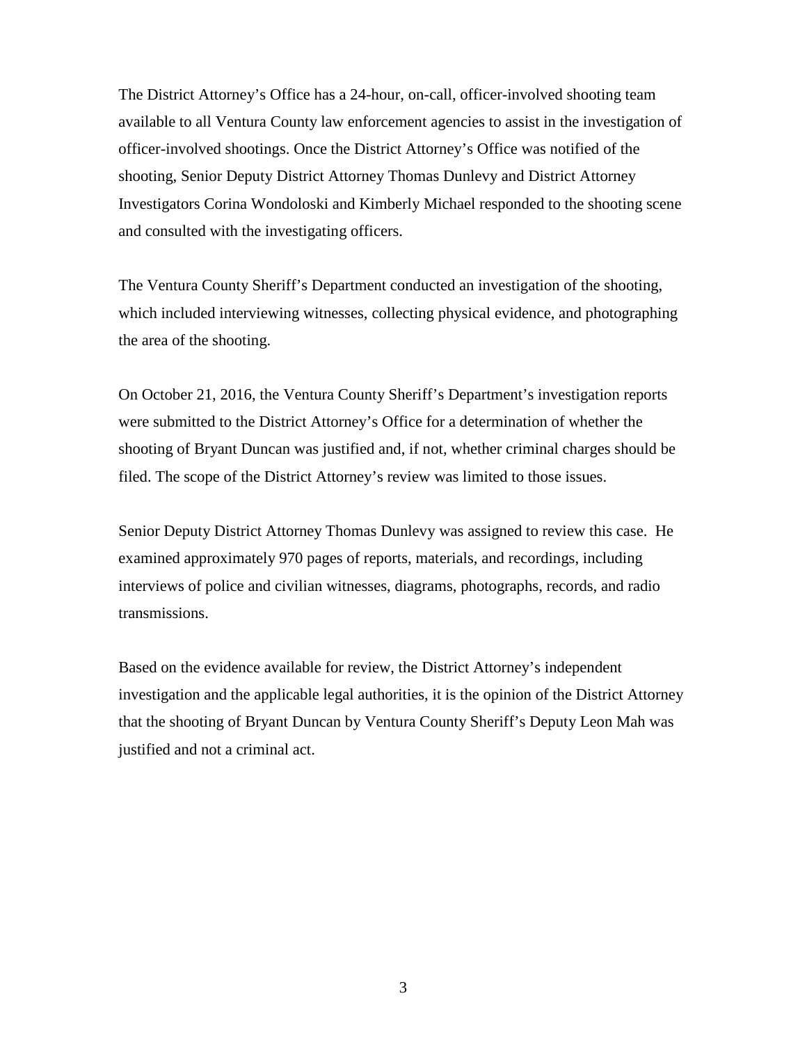The District Attorney's Office has a 24-hour, on-call, officer-involved shooting team available to all Ventura County law enforcement agencies to assist in the investigation of officer-involved shootings. Once the District Attorney's Office was notified of the shooting, Senior Deputy District Attorney Thomas Dunlevy and District Attorney Investigators Corina Wondoloski and Kimberly Michael responded to the shooting scene and consulted with the investigating officers.

The Ventura County Sheriff's Department conducted an investigation of the shooting, which included interviewing witnesses, collecting physical evidence, and photographing the area of the shooting.

On October 21, 2016, the Ventura County Sheriff's Department's investigation reports were submitted to the District Attorney's Office for a determination of whether the shooting of Bryant Duncan was justified and, if not, whether criminal charges should be filed. The scope of the District Attorney's review was limited to those issues.

Senior Deputy District Attorney Thomas Dunlevy was assigned to review this case. He examined approximately 970 pages of reports, materials, and recordings, including interviews of police and civilian witnesses, diagrams, photographs, records, and radio transmissions.

Based on the evidence available for review, the District Attorney's independent investigation and the applicable legal authorities, it is the opinion of the District Attorney that the shooting of Bryant Duncan by Ventura County Sheriff's Deputy Leon Mah was justified and not a criminal act.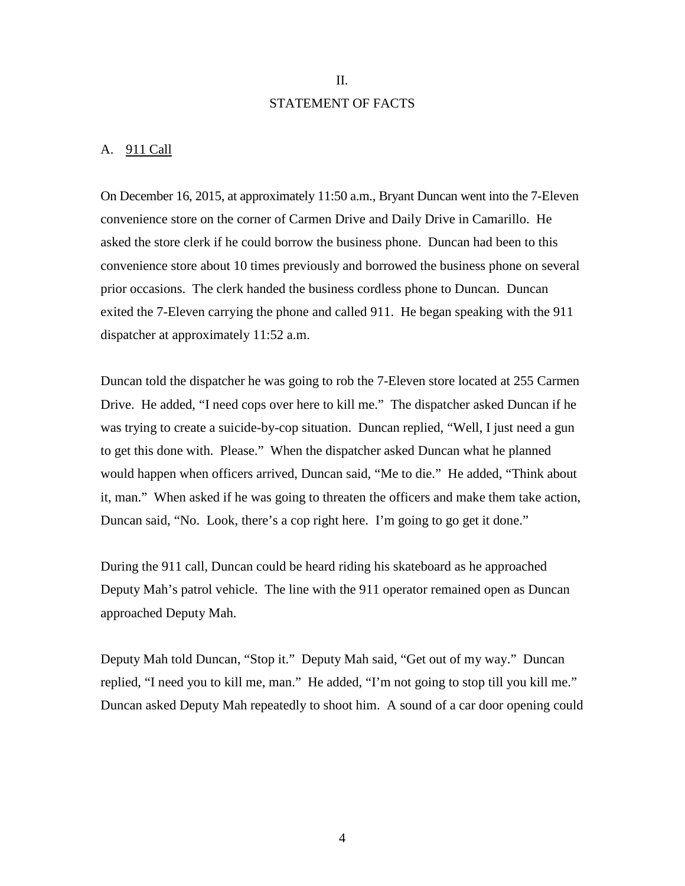## II.

## STATEMENT OF FACTS

### A. 911 Call

On December 16, 2015, at approximately 11:50 a.m., Bryant Duncan went into the 7-Eleven convenience store on the corner of Carmen Drive and Daily Drive in Camarillo. He asked the store clerk if he could borrow the business phone. Duncan had been to this convenience store about 10 times previously and borrowed the business phone on several prior occasions. The clerk handed the business cordless phone to Duncan. Duncan exited the 7-Eleven carrying the phone and called 911. He began speaking with the 911 dispatcher at approximately 11:52 a.m.

Duncan told the dispatcher he was going to rob the 7-Eleven store located at 255 Carmen Drive. He added, "I need cops over here to kill me." The dispatcher asked Duncan if he was trying to create a suicide-by-cop situation. Duncan replied, "Well, I just need a gun to get this done with. Please." When the dispatcher asked Duncan what he planned would happen when officers arrived, Duncan said, "Me to die." He added, "Think about it, man." When asked if he was going to threaten the officers and make them take action, Duncan said, "No. Look, there's a cop right here. I'm going to go get it done."

During the 911 call, Duncan could be heard riding his skateboard as he approached Deputy Mah's patrol vehicle. The line with the 911 operator remained open as Duncan approached Deputy Mah.

Deputy Mah told Duncan, "Stop it." Deputy Mah said, "Get out of my way." Duncan replied, "I need you to kill me, man." He added, "I'm not going to stop till you kill me." Duncan asked Deputy Mah repeatedly to shoot him. A sound of a car door opening could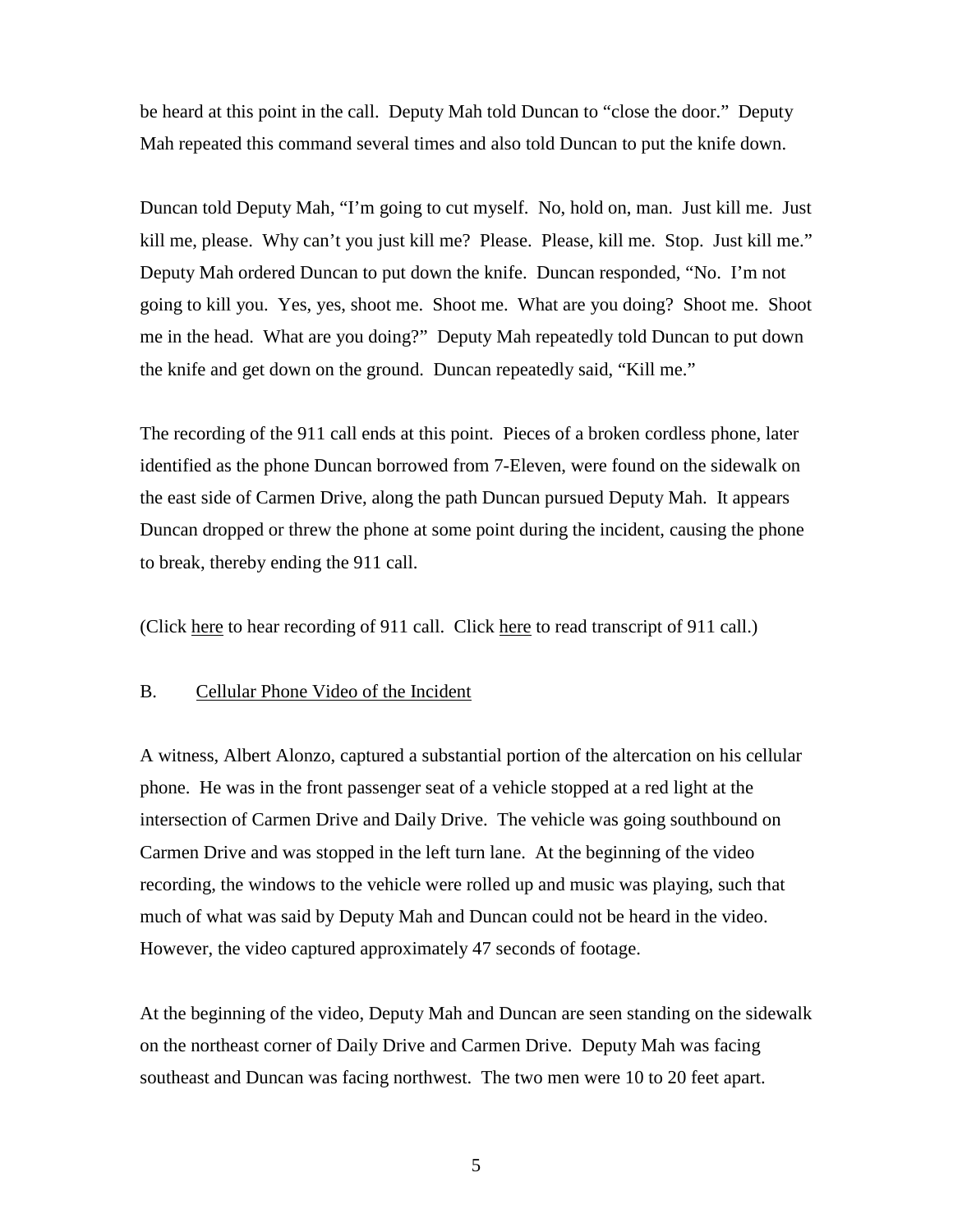be heard at this point in the call. Deputy Mah told Duncan to "close the door." Deputy Mah repeated this command several times and also told Duncan to put the knife down.

Duncan told Deputy Mah, "I'm going to cut myself. No, hold on, man. Just kill me. Just kill me, please. Why can't you just kill me? Please. Please, kill me. Stop. Just kill me." Deputy Mah ordered Duncan to put down the knife. Duncan responded, "No. I'm not going to kill you. Yes, yes, shoot me. Shoot me. What are you doing? Shoot me. Shoot me in the head. What are you doing?" Deputy Mah repeatedly told Duncan to put down the knife and get down on the ground. Duncan repeatedly said, "Kill me."

The recording of the 911 call ends at this point. Pieces of a broken cordless phone, later identified as the phone Duncan borrowed from 7-Eleven, were found on the sidewalk on the east side of Carmen Drive, along the path Duncan pursued Deputy Mah. It appears Duncan dropped or threw the phone at some point during the incident, causing the phone to break, thereby ending the 911 call.

(Click here to hear recording of 911 call. Click here to read transcript of 911 call.)

## B. Cellular Phone Video of the Incident

A witness, Albert Alonzo, captured a substantial portion of the altercation on his cellular phone. He was in the front passenger seat of a vehicle stopped at a red light at the intersection of Carmen Drive and Daily Drive. The vehicle was going southbound on Carmen Drive and was stopped in the left turn lane. At the beginning of the video recording, the windows to the vehicle were rolled up and music was playing, such that much of what was said by Deputy Mah and Duncan could not be heard in the video. However, the video captured approximately 47 seconds of footage.

At the beginning of the video, Deputy Mah and Duncan are seen standing on the sidewalk on the northeast corner of Daily Drive and Carmen Drive. Deputy Mah was facing southeast and Duncan was facing northwest. The two men were 10 to 20 feet apart.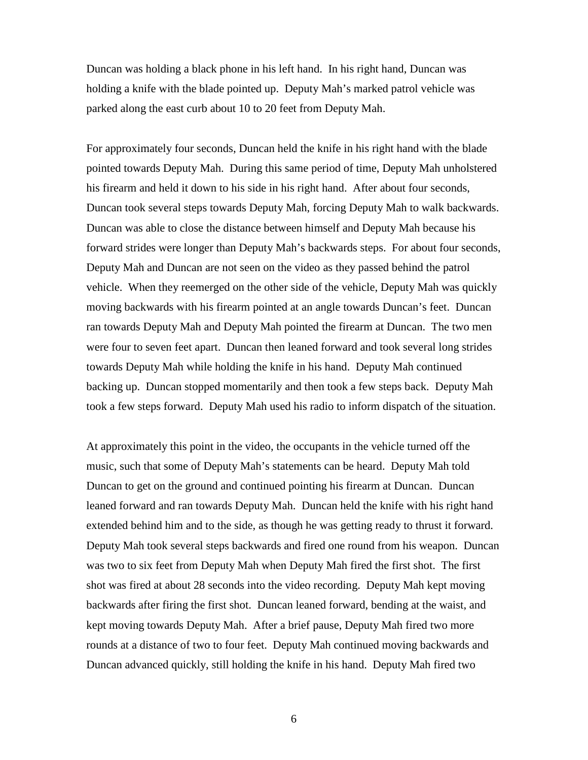Duncan was holding a black phone in his left hand. In his right hand, Duncan was holding a knife with the blade pointed up. Deputy Mah's marked patrol vehicle was parked along the east curb about 10 to 20 feet from Deputy Mah.

For approximately four seconds, Duncan held the knife in his right hand with the blade pointed towards Deputy Mah. During this same period of time, Deputy Mah unholstered his firearm and held it down to his side in his right hand. After about four seconds, Duncan took several steps towards Deputy Mah, forcing Deputy Mah to walk backwards. Duncan was able to close the distance between himself and Deputy Mah because his forward strides were longer than Deputy Mah's backwards steps. For about four seconds, Deputy Mah and Duncan are not seen on the video as they passed behind the patrol vehicle. When they reemerged on the other side of the vehicle, Deputy Mah was quickly moving backwards with his firearm pointed at an angle towards Duncan's feet. Duncan ran towards Deputy Mah and Deputy Mah pointed the firearm at Duncan. The two men were four to seven feet apart. Duncan then leaned forward and took several long strides towards Deputy Mah while holding the knife in his hand. Deputy Mah continued backing up. Duncan stopped momentarily and then took a few steps back. Deputy Mah took a few steps forward. Deputy Mah used his radio to inform dispatch of the situation.

At approximately this point in the video, the occupants in the vehicle turned off the music, such that some of Deputy Mah's statements can be heard. Deputy Mah told Duncan to get on the ground and continued pointing his firearm at Duncan. Duncan leaned forward and ran towards Deputy Mah. Duncan held the knife with his right hand extended behind him and to the side, as though he was getting ready to thrust it forward. Deputy Mah took several steps backwards and fired one round from his weapon. Duncan was two to six feet from Deputy Mah when Deputy Mah fired the first shot. The first shot was fired at about 28 seconds into the video recording. Deputy Mah kept moving backwards after firing the first shot. Duncan leaned forward, bending at the waist, and kept moving towards Deputy Mah. After a brief pause, Deputy Mah fired two more rounds at a distance of two to four feet. Deputy Mah continued moving backwards and Duncan advanced quickly, still holding the knife in his hand. Deputy Mah fired two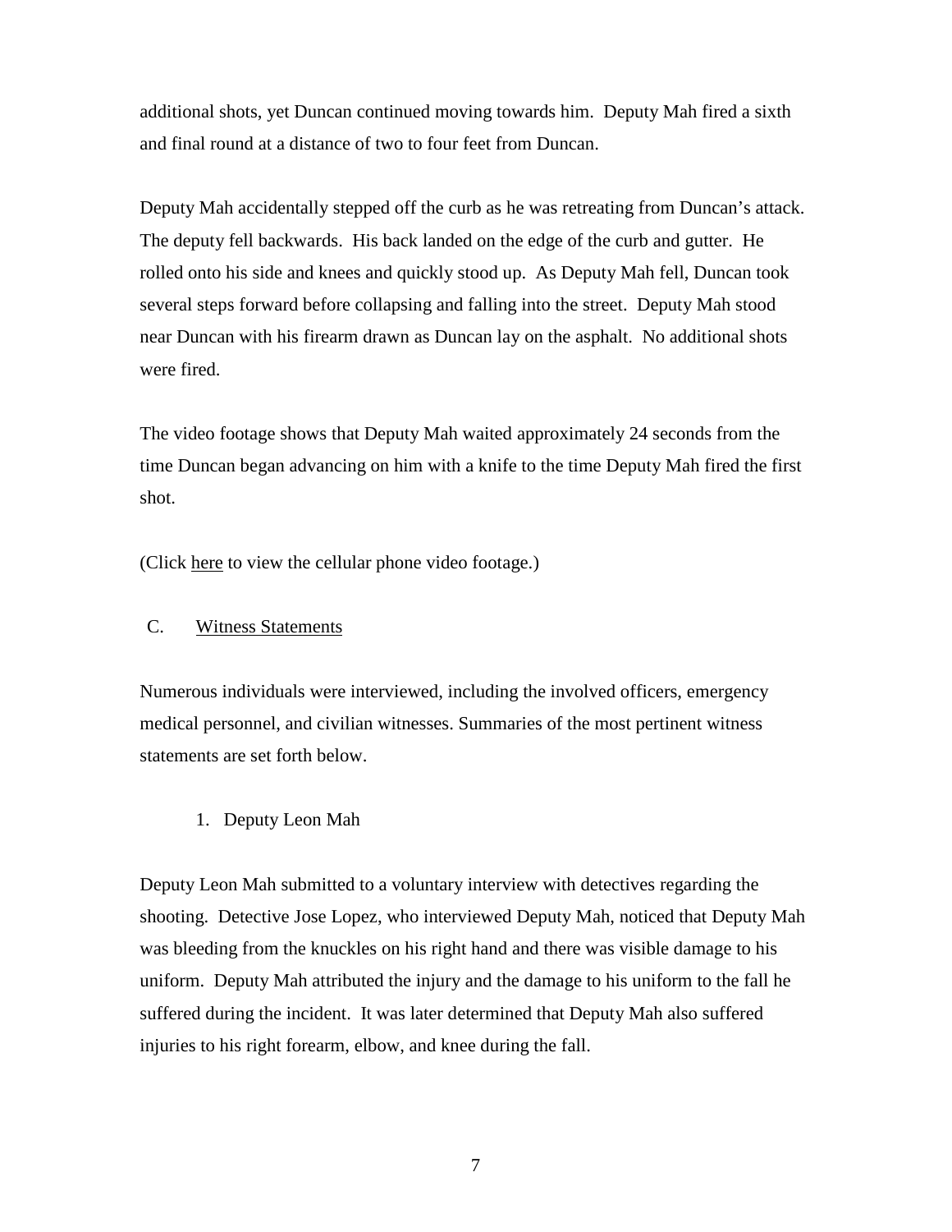additional shots, yet Duncan continued moving towards him. Deputy Mah fired a sixth and final round at a distance of two to four feet from Duncan.

Deputy Mah accidentally stepped off the curb as he was retreating from Duncan's attack. The deputy fell backwards. His back landed on the edge of the curb and gutter. He rolled onto his side and knees and quickly stood up. As Deputy Mah fell, Duncan took several steps forward before collapsing and falling into the street. Deputy Mah stood near Duncan with his firearm drawn as Duncan lay on the asphalt. No additional shots were fired.

The video footage shows that Deputy Mah waited approximately 24 seconds from the time Duncan began advancing on him with a knife to the time Deputy Mah fired the first shot.

(Click here to view the cellular phone video footage.)

### C. Witness Statements

Numerous individuals were interviewed, including the involved officers, emergency medical personnel, and civilian witnesses. Summaries of the most pertinent witness statements are set forth below.

#### 1. Deputy Leon Mah

Deputy Leon Mah submitted to a voluntary interview with detectives regarding the shooting. Detective Jose Lopez, who interviewed Deputy Mah, noticed that Deputy Mah was bleeding from the knuckles on his right hand and there was visible damage to his uniform. Deputy Mah attributed the injury and the damage to his uniform to the fall he suffered during the incident. It was later determined that Deputy Mah also suffered injuries to his right forearm, elbow, and knee during the fall.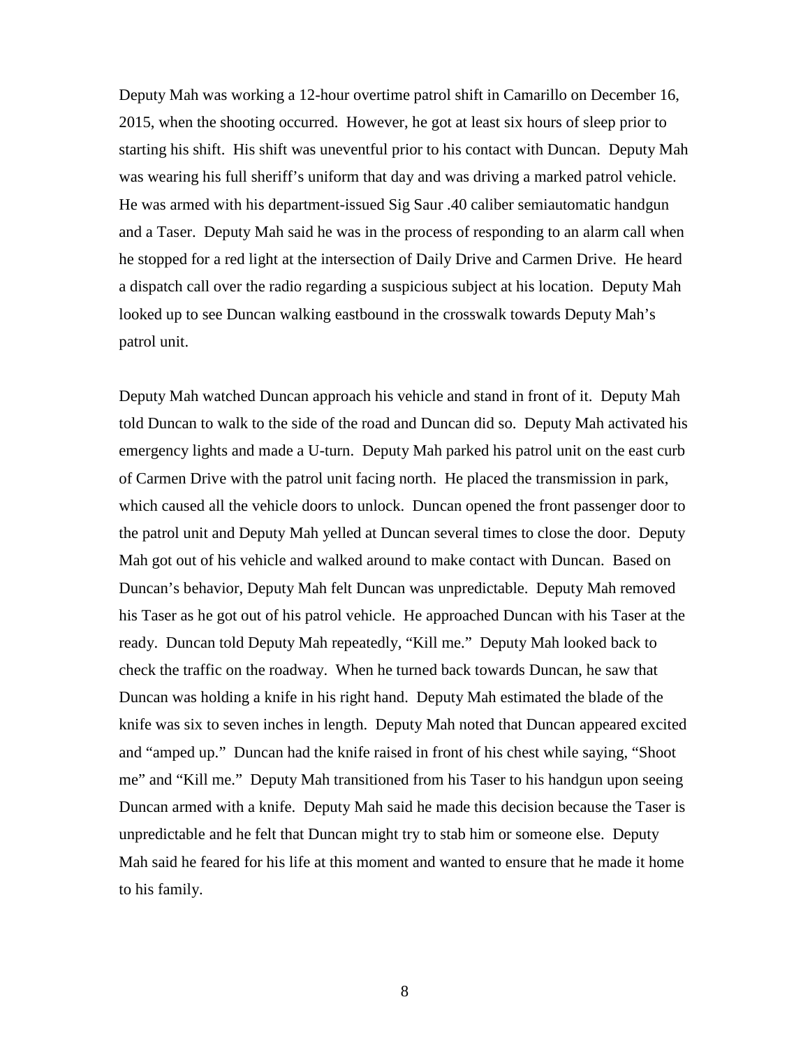Deputy Mah was working a 12-hour overtime patrol shift in Camarillo on December 16, 2015, when the shooting occurred. However, he got at least six hours of sleep prior to starting his shift. His shift was uneventful prior to his contact with Duncan. Deputy Mah was wearing his full sheriff's uniform that day and was driving a marked patrol vehicle. He was armed with his department-issued Sig Saur .40 caliber semiautomatic handgun and a Taser. Deputy Mah said he was in the process of responding to an alarm call when he stopped for a red light at the intersection of Daily Drive and Carmen Drive. He heard a dispatch call over the radio regarding a suspicious subject at his location. Deputy Mah looked up to see Duncan walking eastbound in the crosswalk towards Deputy Mah's patrol unit.

Deputy Mah watched Duncan approach his vehicle and stand in front of it. Deputy Mah told Duncan to walk to the side of the road and Duncan did so. Deputy Mah activated his emergency lights and made a U-turn. Deputy Mah parked his patrol unit on the east curb of Carmen Drive with the patrol unit facing north. He placed the transmission in park, which caused all the vehicle doors to unlock. Duncan opened the front passenger door to the patrol unit and Deputy Mah yelled at Duncan several times to close the door. Deputy Mah got out of his vehicle and walked around to make contact with Duncan. Based on Duncan's behavior, Deputy Mah felt Duncan was unpredictable. Deputy Mah removed his Taser as he got out of his patrol vehicle. He approached Duncan with his Taser at the ready. Duncan told Deputy Mah repeatedly, "Kill me." Deputy Mah looked back to check the traffic on the roadway. When he turned back towards Duncan, he saw that Duncan was holding a knife in his right hand. Deputy Mah estimated the blade of the knife was six to seven inches in length. Deputy Mah noted that Duncan appeared excited and "amped up." Duncan had the knife raised in front of his chest while saying, "Shoot me" and "Kill me." Deputy Mah transitioned from his Taser to his handgun upon seeing Duncan armed with a knife. Deputy Mah said he made this decision because the Taser is unpredictable and he felt that Duncan might try to stab him or someone else. Deputy Mah said he feared for his life at this moment and wanted to ensure that he made it home to his family.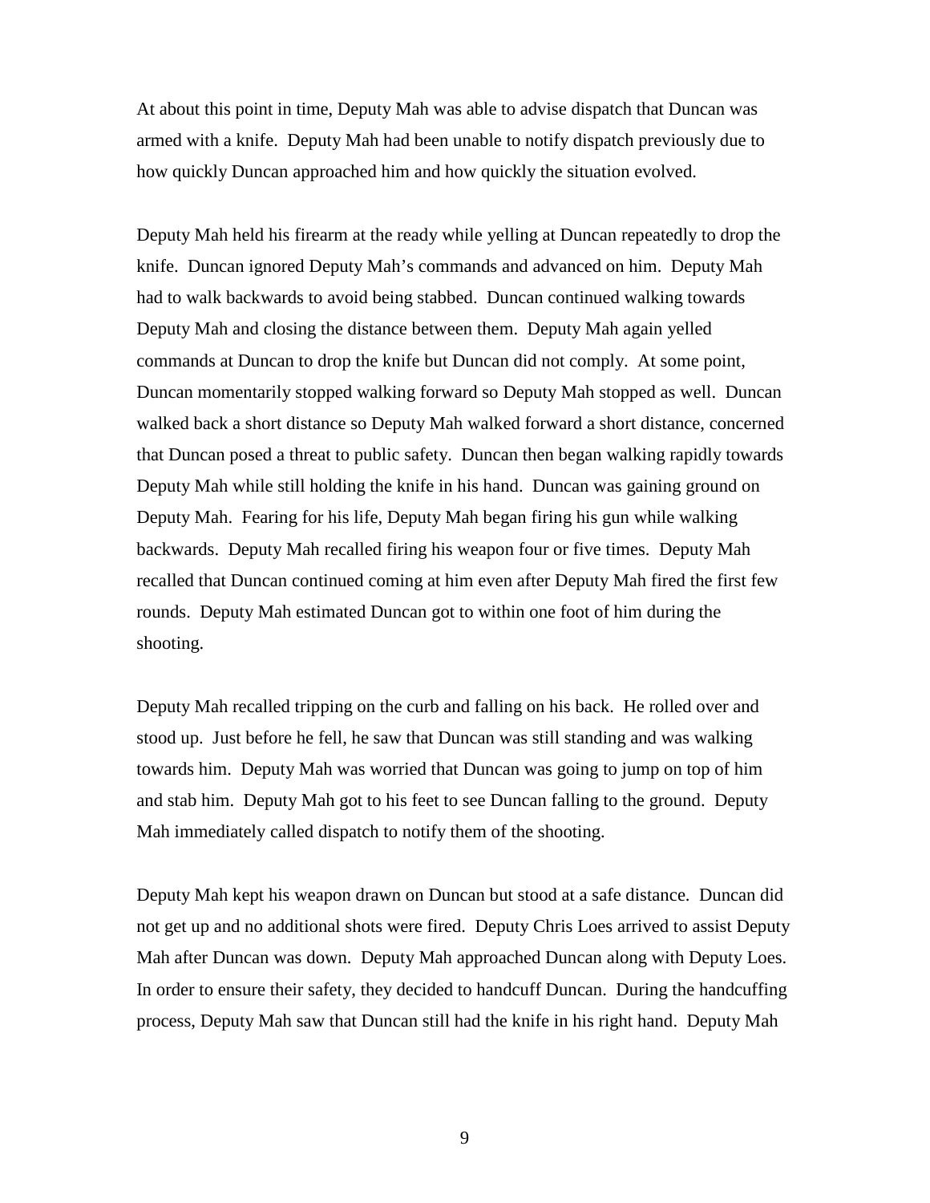At about this point in time, Deputy Mah was able to advise dispatch that Duncan was armed with a knife. Deputy Mah had been unable to notify dispatch previously due to how quickly Duncan approached him and how quickly the situation evolved.

Deputy Mah held his firearm at the ready while yelling at Duncan repeatedly to drop the knife. Duncan ignored Deputy Mah's commands and advanced on him. Deputy Mah had to walk backwards to avoid being stabbed. Duncan continued walking towards Deputy Mah and closing the distance between them. Deputy Mah again yelled commands at Duncan to drop the knife but Duncan did not comply. At some point, Duncan momentarily stopped walking forward so Deputy Mah stopped as well. Duncan walked back a short distance so Deputy Mah walked forward a short distance, concerned that Duncan posed a threat to public safety. Duncan then began walking rapidly towards Deputy Mah while still holding the knife in his hand. Duncan was gaining ground on Deputy Mah. Fearing for his life, Deputy Mah began firing his gun while walking backwards. Deputy Mah recalled firing his weapon four or five times. Deputy Mah recalled that Duncan continued coming at him even after Deputy Mah fired the first few rounds. Deputy Mah estimated Duncan got to within one foot of him during the shooting.

Deputy Mah recalled tripping on the curb and falling on his back. He rolled over and stood up. Just before he fell, he saw that Duncan was still standing and was walking towards him. Deputy Mah was worried that Duncan was going to jump on top of him and stab him. Deputy Mah got to his feet to see Duncan falling to the ground. Deputy Mah immediately called dispatch to notify them of the shooting.

Deputy Mah kept his weapon drawn on Duncan but stood at a safe distance. Duncan did not get up and no additional shots were fired. Deputy Chris Loes arrived to assist Deputy Mah after Duncan was down. Deputy Mah approached Duncan along with Deputy Loes. In order to ensure their safety, they decided to handcuff Duncan. During the handcuffing process, Deputy Mah saw that Duncan still had the knife in his right hand. Deputy Mah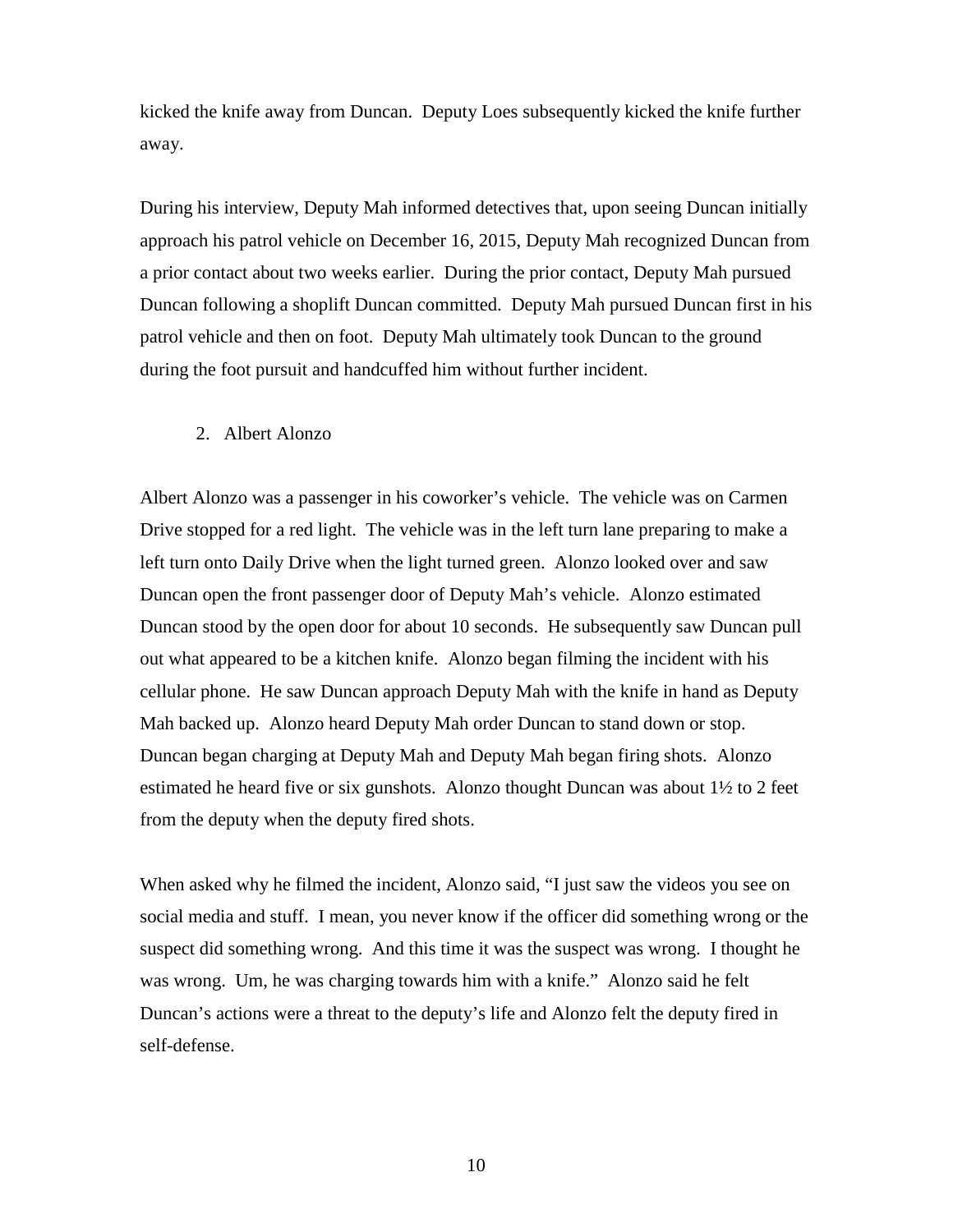kicked the knife away from Duncan. Deputy Loes subsequently kicked the knife further away.

During his interview, Deputy Mah informed detectives that, upon seeing Duncan initially approach his patrol vehicle on December 16, 2015, Deputy Mah recognized Duncan from a prior contact about two weeks earlier. During the prior contact, Deputy Mah pursued Duncan following a shoplift Duncan committed. Deputy Mah pursued Duncan first in his patrol vehicle and then on foot. Deputy Mah ultimately took Duncan to the ground during the foot pursuit and handcuffed him without further incident.

2. Albert Alonzo

Albert Alonzo was a passenger in his coworker's vehicle. The vehicle was on Carmen Drive stopped for a red light. The vehicle was in the left turn lane preparing to make a left turn onto Daily Drive when the light turned green. Alonzo looked over and saw Duncan open the front passenger door of Deputy Mah's vehicle. Alonzo estimated Duncan stood by the open door for about 10 seconds. He subsequently saw Duncan pull out what appeared to be a kitchen knife. Alonzo began filming the incident with his cellular phone. He saw Duncan approach Deputy Mah with the knife in hand as Deputy Mah backed up. Alonzo heard Deputy Mah order Duncan to stand down or stop. Duncan began charging at Deputy Mah and Deputy Mah began firing shots. Alonzo estimated he heard five or six gunshots. Alonzo thought Duncan was about 1½ to 2 feet from the deputy when the deputy fired shots.

When asked why he filmed the incident, Alonzo said, "I just saw the videos you see on social media and stuff. I mean, you never know if the officer did something wrong or the suspect did something wrong. And this time it was the suspect was wrong. I thought he was wrong. Um, he was charging towards him with a knife." Alonzo said he felt Duncan's actions were a threat to the deputy's life and Alonzo felt the deputy fired in self-defense.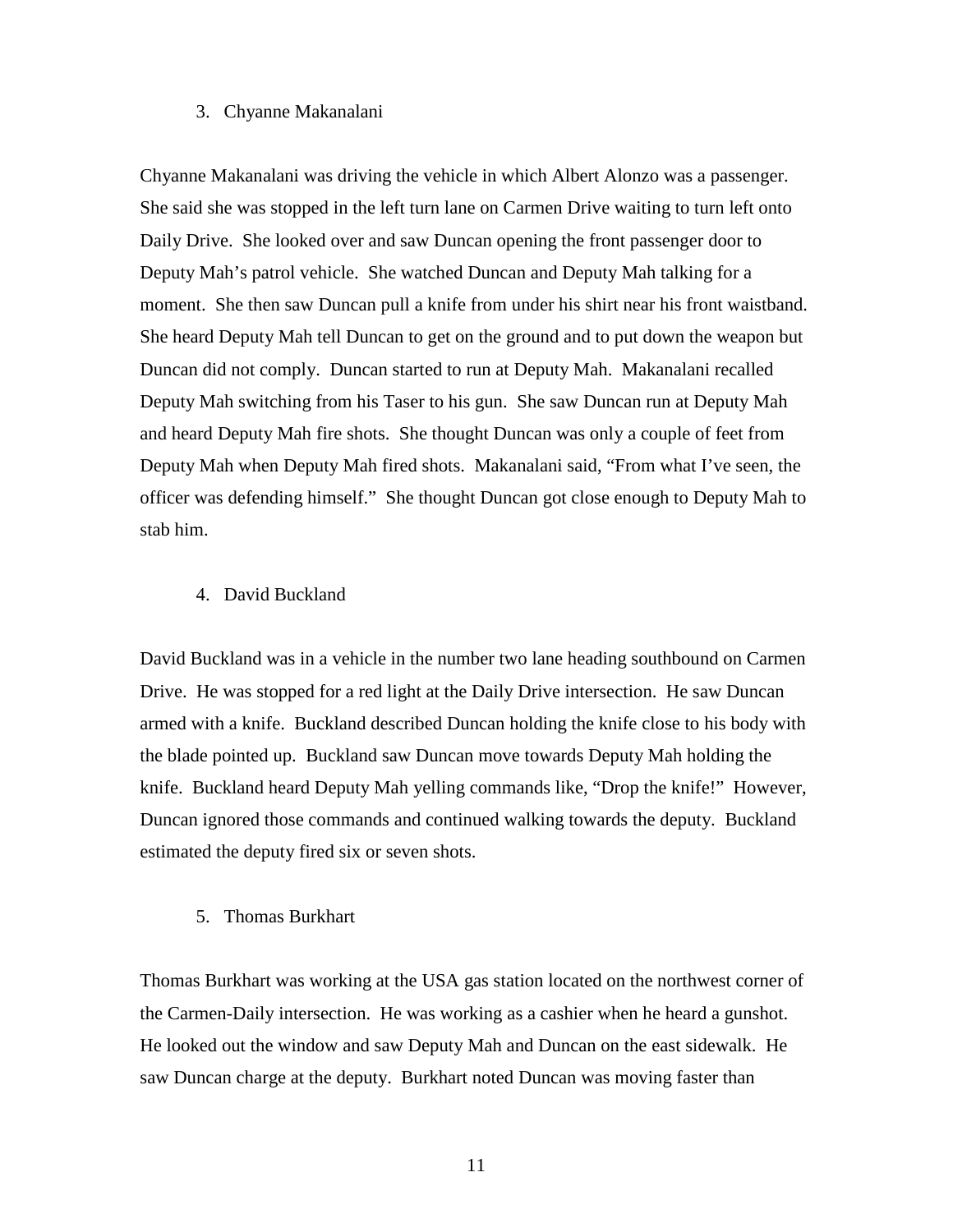3. Chyanne Makanalani

Chyanne Makanalani was driving the vehicle in which Albert Alonzo was a passenger. She said she was stopped in the left turn lane on Carmen Drive waiting to turn left onto Daily Drive. She looked over and saw Duncan opening the front passenger door to Deputy Mah's patrol vehicle. She watched Duncan and Deputy Mah talking for a moment. She then saw Duncan pull a knife from under his shirt near his front waistband. She heard Deputy Mah tell Duncan to get on the ground and to put down the weapon but Duncan did not comply. Duncan started to run at Deputy Mah. Makanalani recalled Deputy Mah switching from his Taser to his gun. She saw Duncan run at Deputy Mah and heard Deputy Mah fire shots. She thought Duncan was only a couple of feet from Deputy Mah when Deputy Mah fired shots. Makanalani said, "From what I've seen, the officer was defending himself." She thought Duncan got close enough to Deputy Mah to stab him.

4. David Buckland

David Buckland was in a vehicle in the number two lane heading southbound on Carmen Drive. He was stopped for a red light at the Daily Drive intersection. He saw Duncan armed with a knife. Buckland described Duncan holding the knife close to his body with the blade pointed up. Buckland saw Duncan move towards Deputy Mah holding the knife. Buckland heard Deputy Mah yelling commands like, "Drop the knife!" However, Duncan ignored those commands and continued walking towards the deputy. Buckland estimated the deputy fired six or seven shots.

5. Thomas Burkhart

Thomas Burkhart was working at the USA gas station located on the northwest corner of the Carmen-Daily intersection. He was working as a cashier when he heard a gunshot. He looked out the window and saw Deputy Mah and Duncan on the east sidewalk. He saw Duncan charge at the deputy. Burkhart noted Duncan was moving faster than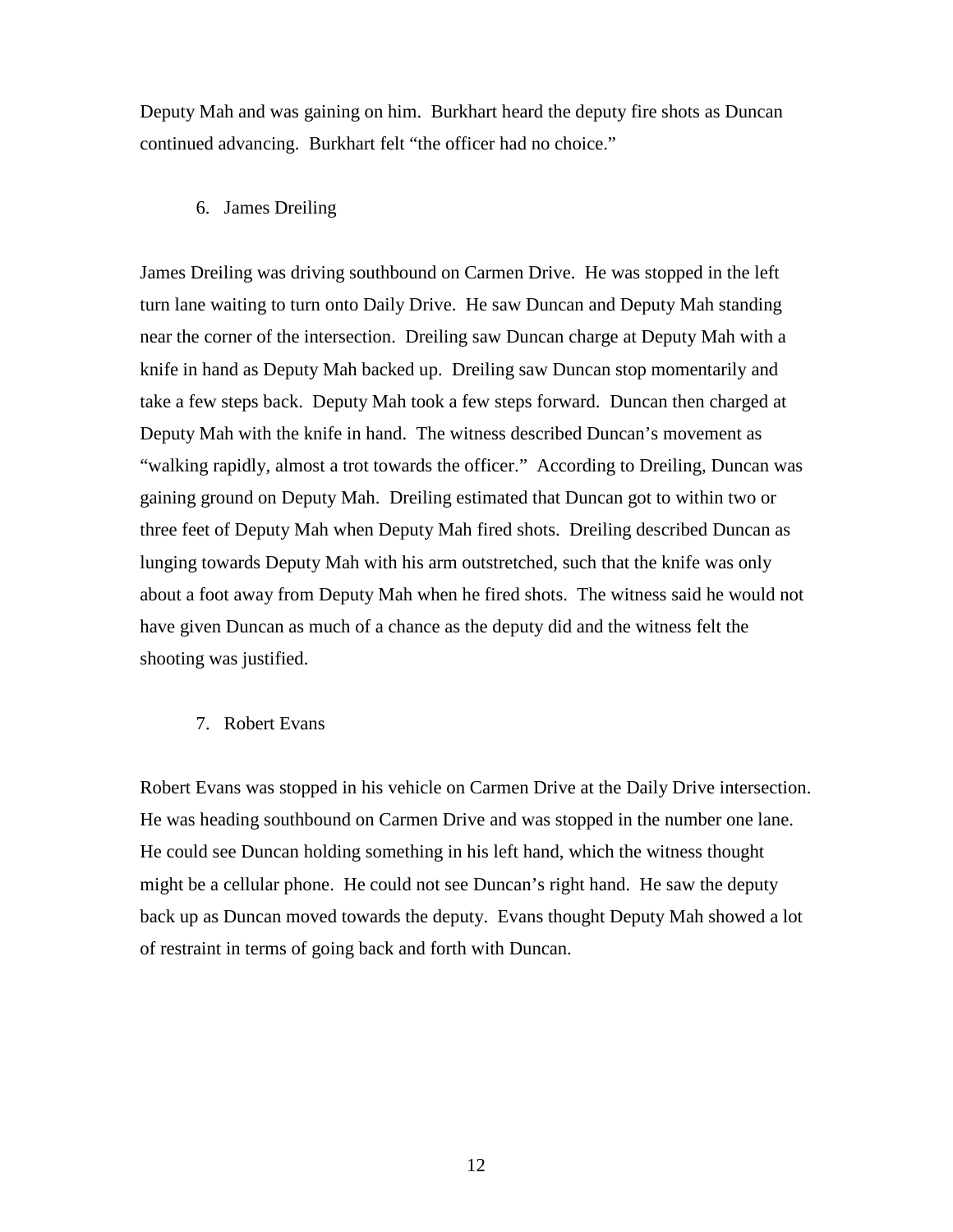Deputy Mah and was gaining on him. Burkhart heard the deputy fire shots as Duncan continued advancing. Burkhart felt "the officer had no choice."

6. James Dreiling

James Dreiling was driving southbound on Carmen Drive. He was stopped in the left turn lane waiting to turn onto Daily Drive. He saw Duncan and Deputy Mah standing near the corner of the intersection. Dreiling saw Duncan charge at Deputy Mah with a knife in hand as Deputy Mah backed up. Dreiling saw Duncan stop momentarily and take a few steps back. Deputy Mah took a few steps forward. Duncan then charged at Deputy Mah with the knife in hand. The witness described Duncan's movement as "walking rapidly, almost a trot towards the officer." According to Dreiling, Duncan was gaining ground on Deputy Mah. Dreiling estimated that Duncan got to within two or three feet of Deputy Mah when Deputy Mah fired shots. Dreiling described Duncan as lunging towards Deputy Mah with his arm outstretched, such that the knife was only about a foot away from Deputy Mah when he fired shots. The witness said he would not have given Duncan as much of a chance as the deputy did and the witness felt the shooting was justified.

7. Robert Evans

Robert Evans was stopped in his vehicle on Carmen Drive at the Daily Drive intersection. He was heading southbound on Carmen Drive and was stopped in the number one lane. He could see Duncan holding something in his left hand, which the witness thought might be a cellular phone. He could not see Duncan's right hand. He saw the deputy back up as Duncan moved towards the deputy. Evans thought Deputy Mah showed a lot of restraint in terms of going back and forth with Duncan.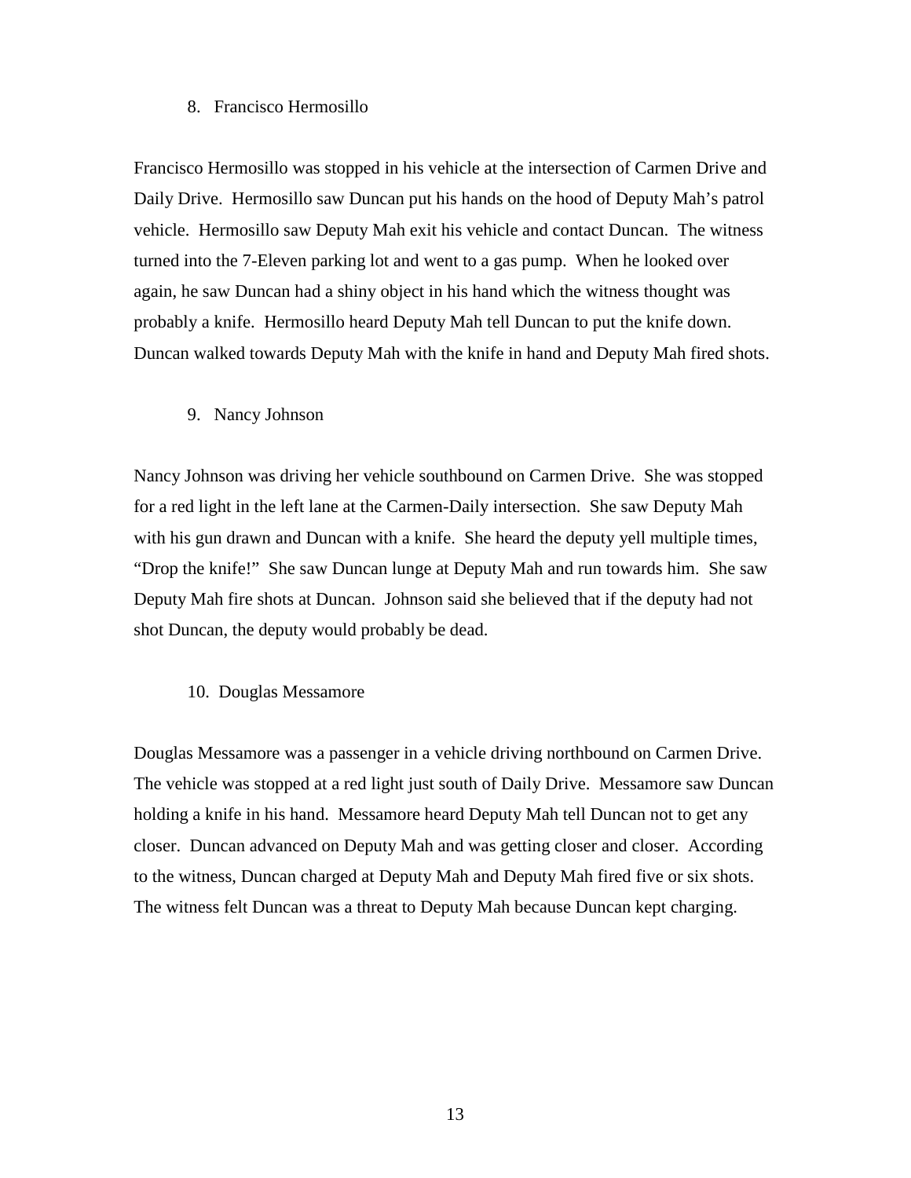8. Francisco Hermosillo

Francisco Hermosillo was stopped in his vehicle at the intersection of Carmen Drive and Daily Drive. Hermosillo saw Duncan put his hands on the hood of Deputy Mah's patrol vehicle. Hermosillo saw Deputy Mah exit his vehicle and contact Duncan. The witness turned into the 7-Eleven parking lot and went to a gas pump. When he looked over again, he saw Duncan had a shiny object in his hand which the witness thought was probably a knife. Hermosillo heard Deputy Mah tell Duncan to put the knife down. Duncan walked towards Deputy Mah with the knife in hand and Deputy Mah fired shots.

9. Nancy Johnson

Nancy Johnson was driving her vehicle southbound on Carmen Drive. She was stopped for a red light in the left lane at the Carmen-Daily intersection. She saw Deputy Mah with his gun drawn and Duncan with a knife. She heard the deputy yell multiple times, "Drop the knife!" She saw Duncan lunge at Deputy Mah and run towards him. She saw Deputy Mah fire shots at Duncan. Johnson said she believed that if the deputy had not shot Duncan, the deputy would probably be dead.

10. Douglas Messamore

Douglas Messamore was a passenger in a vehicle driving northbound on Carmen Drive. The vehicle was stopped at a red light just south of Daily Drive. Messamore saw Duncan holding a knife in his hand. Messamore heard Deputy Mah tell Duncan not to get any closer. Duncan advanced on Deputy Mah and was getting closer and closer. According to the witness, Duncan charged at Deputy Mah and Deputy Mah fired five or six shots. The witness felt Duncan was a threat to Deputy Mah because Duncan kept charging.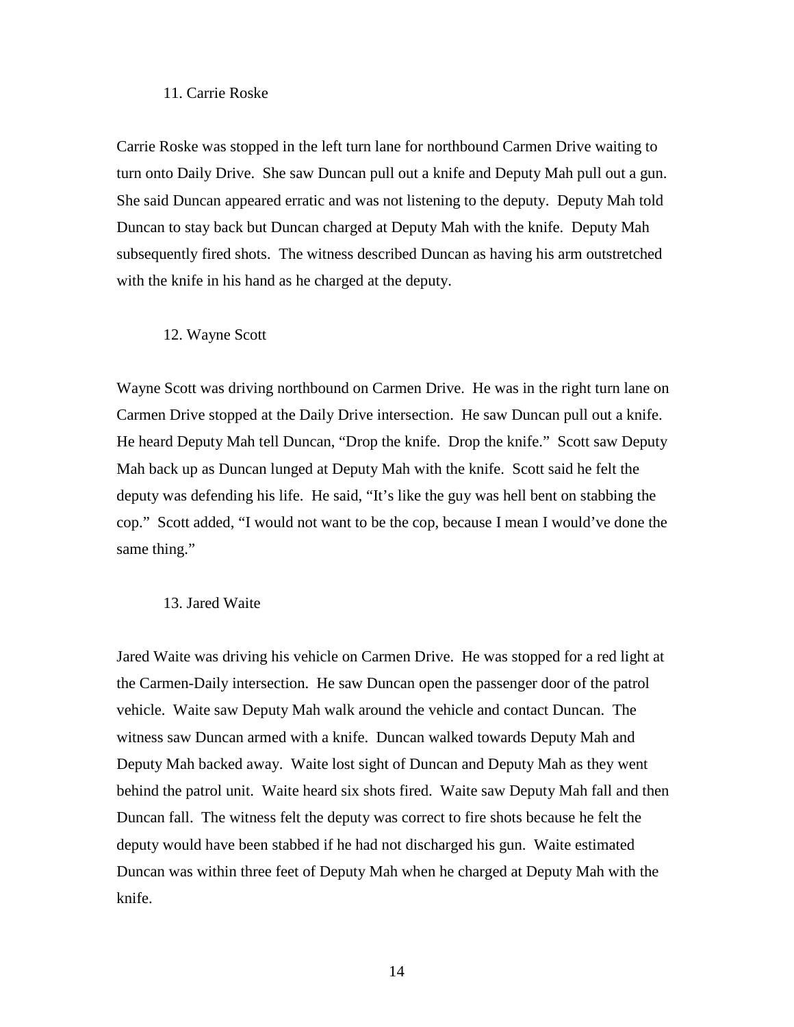11. Carrie Roske

Carrie Roske was stopped in the left turn lane for northbound Carmen Drive waiting to turn onto Daily Drive. She saw Duncan pull out a knife and Deputy Mah pull out a gun. She said Duncan appeared erratic and was not listening to the deputy. Deputy Mah told Duncan to stay back but Duncan charged at Deputy Mah with the knife. Deputy Mah subsequently fired shots. The witness described Duncan as having his arm outstretched with the knife in his hand as he charged at the deputy.

12. Wayne Scott

Wayne Scott was driving northbound on Carmen Drive. He was in the right turn lane on Carmen Drive stopped at the Daily Drive intersection. He saw Duncan pull out a knife. He heard Deputy Mah tell Duncan, "Drop the knife. Drop the knife." Scott saw Deputy Mah back up as Duncan lunged at Deputy Mah with the knife. Scott said he felt the deputy was defending his life. He said, "It's like the guy was hell bent on stabbing the cop." Scott added, "I would not want to be the cop, because I mean I would've done the same thing."

13. Jared Waite

Jared Waite was driving his vehicle on Carmen Drive. He was stopped for a red light at the Carmen-Daily intersection. He saw Duncan open the passenger door of the patrol vehicle. Waite saw Deputy Mah walk around the vehicle and contact Duncan. The witness saw Duncan armed with a knife. Duncan walked towards Deputy Mah and Deputy Mah backed away. Waite lost sight of Duncan and Deputy Mah as they went behind the patrol unit. Waite heard six shots fired. Waite saw Deputy Mah fall and then Duncan fall. The witness felt the deputy was correct to fire shots because he felt the deputy would have been stabbed if he had not discharged his gun. Waite estimated Duncan was within three feet of Deputy Mah when he charged at Deputy Mah with the knife.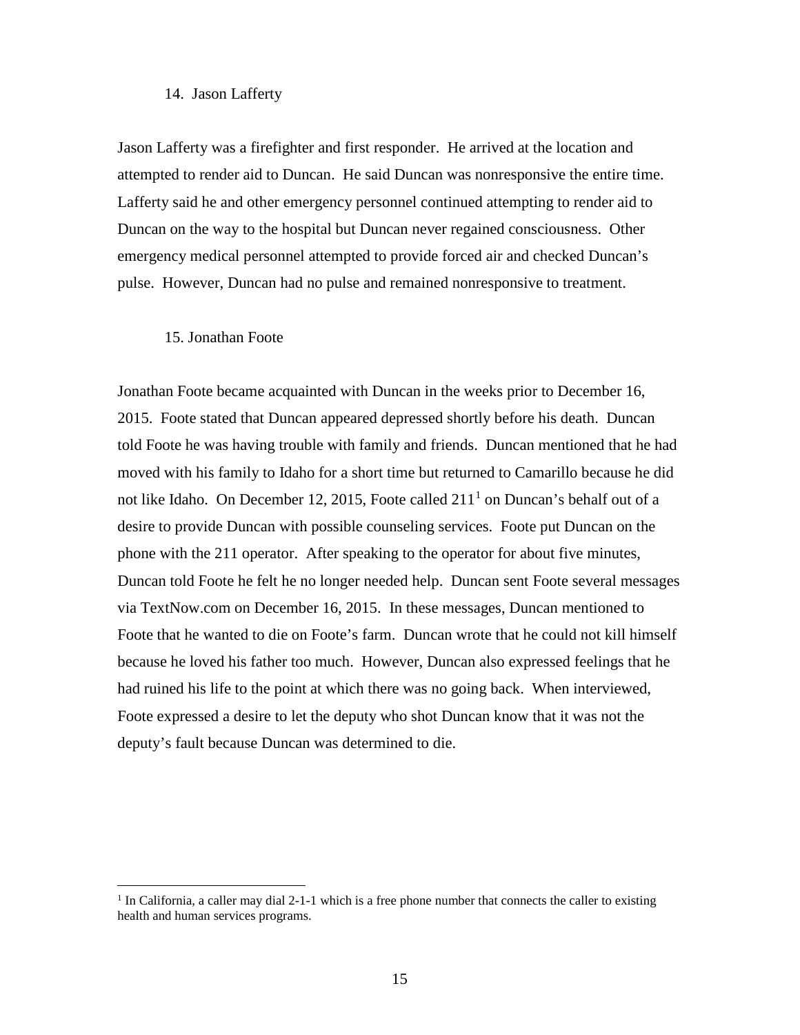14. Jason Lafferty

Jason Lafferty was a firefighter and first responder. He arrived at the location and attempted to render aid to Duncan. He said Duncan was nonresponsive the entire time. Lafferty said he and other emergency personnel continued attempting to render aid to Duncan on the way to the hospital but Duncan never regained consciousness. Other emergency medical personnel attempted to provide forced air and checked Duncan's pulse. However, Duncan had no pulse and remained nonresponsive to treatment.

15. Jonathan Foote

Jonathan Foote became acquainted with Duncan in the weeks prior to December 16, 2015. Foote stated that Duncan appeared depressed shortly before his death. Duncan told Foote he was having trouble with family and friends. Duncan mentioned that he had moved with his family to Idaho for a short time but returned to Camarillo because he did not like Idaho. On December 12, 2015, Foote called 211[1] on Duncan's behalf out of a desire to provide Duncan with possible counseling services. Foote put Duncan on the phone with the 211 operator. After speaking to the operator for about five minutes, Duncan told Foote he felt he no longer needed help. Duncan sent Foote several messages via TextNow.com on December 16, 2015. In these messages, Duncan mentioned to Foote that he wanted to die on Foote's farm. Duncan wrote that he could not kill himself because he loved his father too much. However, Duncan also expressed feelings that he had ruined his life to the point at which there was no going back. When interviewed, Foote expressed a desire to let the deputy who shot Duncan know that it was not the deputy's fault because Duncan was determined to die.

[1] In California, a caller may dial 2-1-1 which is a free phone number that connects the caller to existing health and human services programs.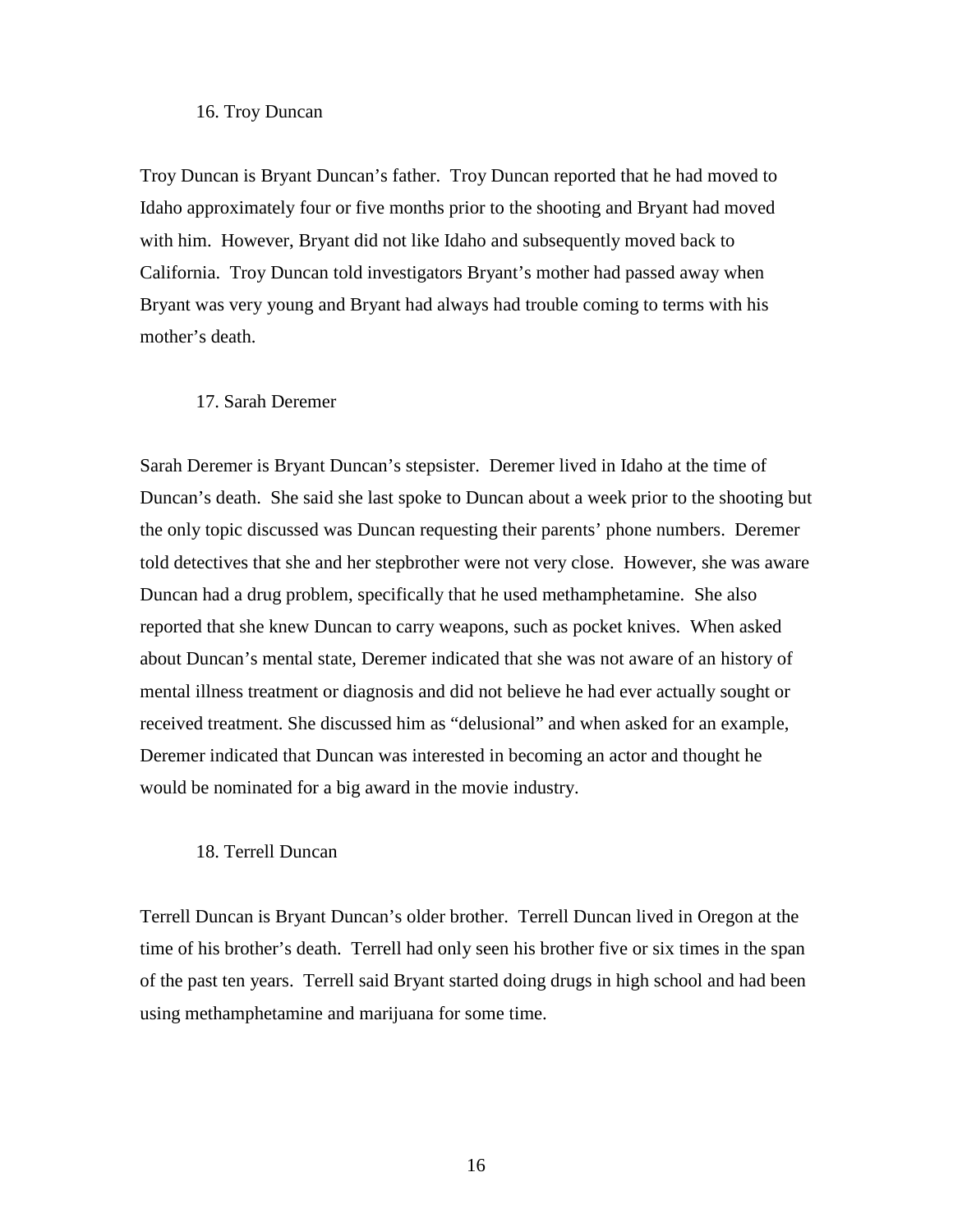16. Troy Duncan

Troy Duncan is Bryant Duncan's father. Troy Duncan reported that he had moved to Idaho approximately four or five months prior to the shooting and Bryant had moved with him. However, Bryant did not like Idaho and subsequently moved back to California. Troy Duncan told investigators Bryant's mother had passed away when Bryant was very young and Bryant had always had trouble coming to terms with his mother's death.

17. Sarah Deremer

Sarah Deremer is Bryant Duncan's stepsister. Deremer lived in Idaho at the time of Duncan's death. She said she last spoke to Duncan about a week prior to the shooting but the only topic discussed was Duncan requesting their parents' phone numbers. Deremer told detectives that she and her stepbrother were not very close. However, she was aware Duncan had a drug problem, specifically that he used methamphetamine. She also reported that she knew Duncan to carry weapons, such as pocket knives. When asked about Duncan's mental state, Deremer indicated that she was not aware of an history of mental illness treatment or diagnosis and did not believe he had ever actually sought or received treatment. She discussed him as "delusional" and when asked for an example, Deremer indicated that Duncan was interested in becoming an actor and thought he would be nominated for a big award in the movie industry.

18. Terrell Duncan

Terrell Duncan is Bryant Duncan's older brother. Terrell Duncan lived in Oregon at the time of his brother's death. Terrell had only seen his brother five or six times in the span of the past ten years. Terrell said Bryant started doing drugs in high school and had been using methamphetamine and marijuana for some time.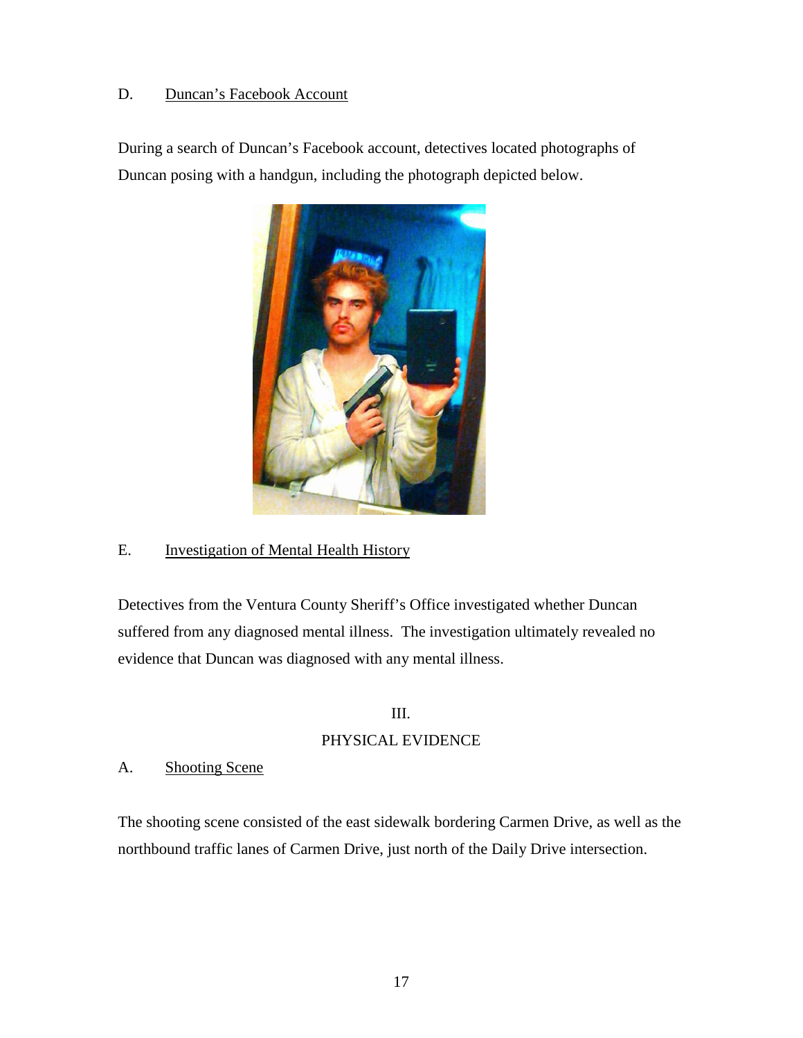D. Duncan's Facebook Account

During a search of Duncan's Facebook account, detectives located photographs of Duncan posing with a handgun, including the photograph depicted below.

E. Investigation of Mental Health History

Detectives from the Ventura County Sheriff's Office investigated whether Duncan suffered from any diagnosed mental illness. The investigation ultimately revealed no evidence that Duncan was diagnosed with any mental illness.

## III.
## PHYSICAL EVIDENCE

A. Shooting Scene

The shooting scene consisted of the east sidewalk bordering Carmen Drive, as well as the northbound traffic lanes of Carmen Drive, just north of the Daily Drive intersection.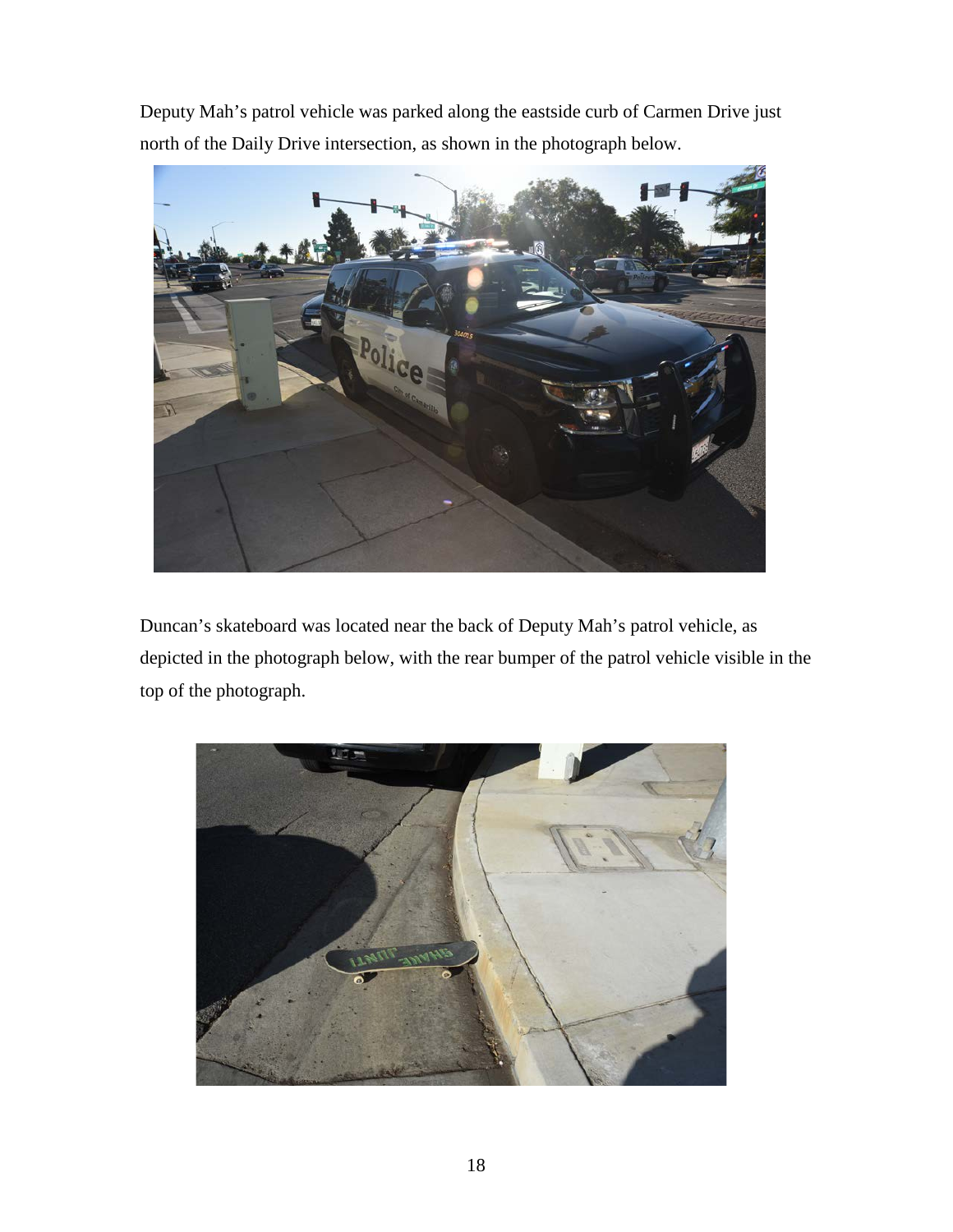Deputy Mah's patrol vehicle was parked along the eastside curb of Carmen Drive just north of the Daily Drive intersection, as shown in the photograph below.

Duncan's skateboard was located near the back of Deputy Mah's patrol vehicle, as depicted in the photograph below, with the rear bumper of the patrol vehicle visible in the top of the photograph.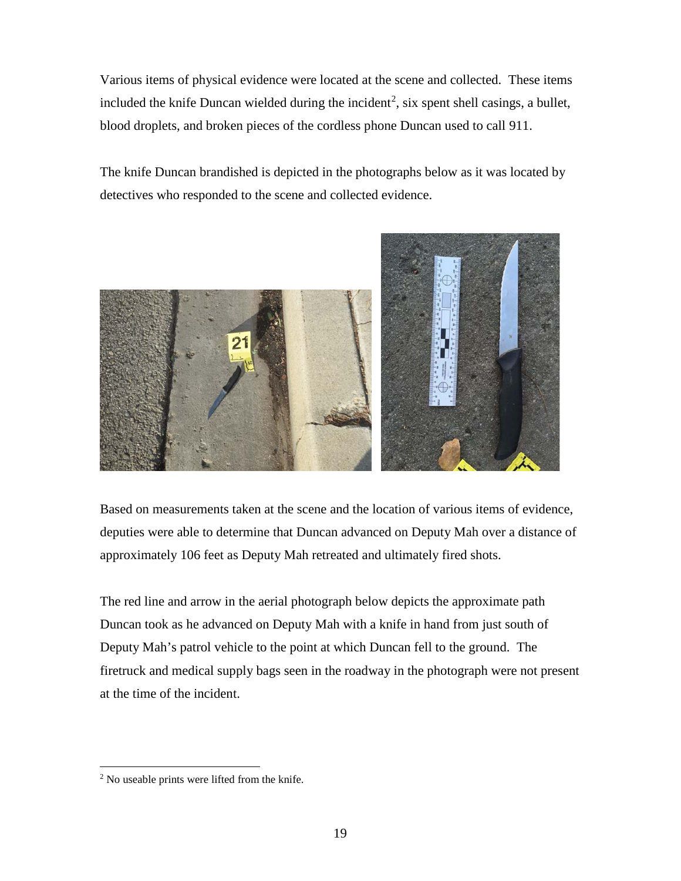Various items of physical evidence were located at the scene and collected. These items included the knife Duncan wielded during the incident[2], six spent shell casings, a bullet, blood droplets, and broken pieces of the cordless phone Duncan used to call 911.

The knife Duncan brandished is depicted in the photographs below as it was located by detectives who responded to the scene and collected evidence.

Based on measurements taken at the scene and the location of various items of evidence, deputies were able to determine that Duncan advanced on Deputy Mah over a distance of approximately 106 feet as Deputy Mah retreated and ultimately fired shots.

The red line and arrow in the aerial photograph below depicts the approximate path Duncan took as he advanced on Deputy Mah with a knife in hand from just south of Deputy Mah's patrol vehicle to the point at which Duncan fell to the ground. The firetruck and medical supply bags seen in the roadway in the photograph were not present at the time of the incident.

[2] No useable prints were lifted from the knife.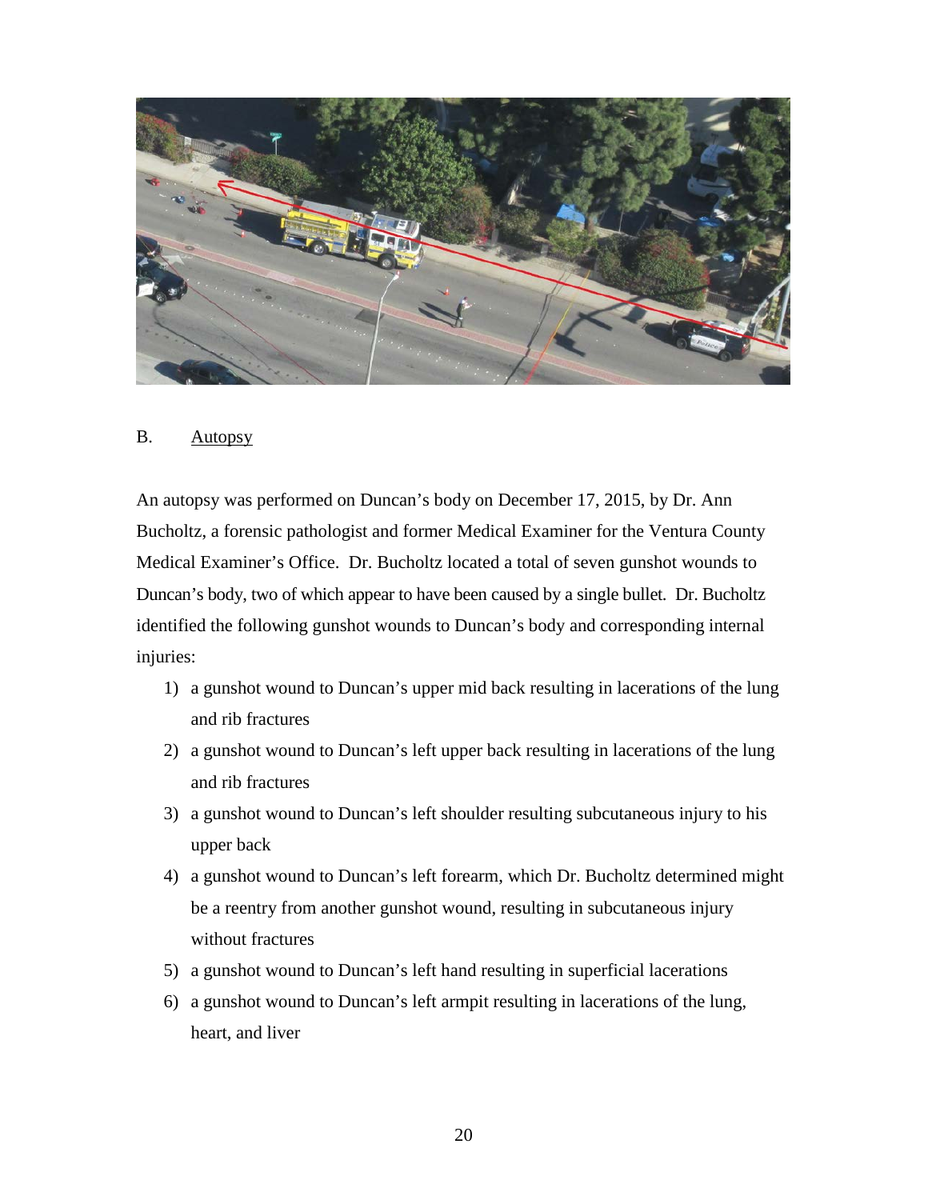B. Autopsy

An autopsy was performed on Duncan's body on December 17, 2015, by Dr. Ann Bucholtz, a forensic pathologist and former Medical Examiner for the Ventura County Medical Examiner's Office. Dr. Bucholtz located a total of seven gunshot wounds to Duncan's body, two of which appear to have been caused by a single bullet. Dr. Bucholtz identified the following gunshot wounds to Duncan's body and corresponding internal injuries:

1) a gunshot wound to Duncan's upper mid back resulting in lacerations of the lung and rib fractures
2) a gunshot wound to Duncan's left upper back resulting in lacerations of the lung and rib fractures
3) a gunshot wound to Duncan's left shoulder resulting subcutaneous injury to his upper back
4) a gunshot wound to Duncan's left forearm, which Dr. Bucholtz determined might be a reentry from another gunshot wound, resulting in subcutaneous injury without fractures
5) a gunshot wound to Duncan's left hand resulting in superficial lacerations
6) a gunshot wound to Duncan's left armpit resulting in lacerations of the lung, heart, and liver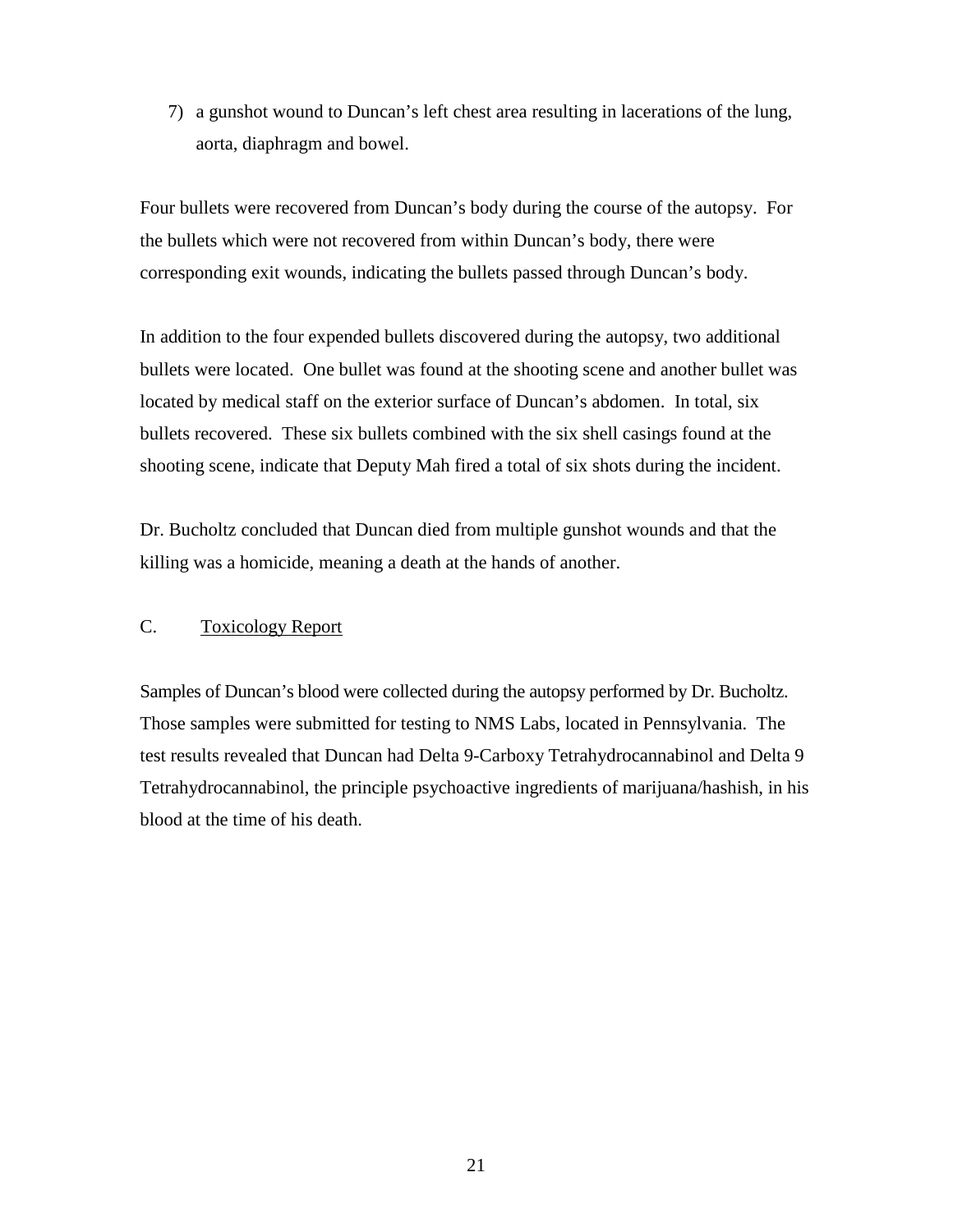7) a gunshot wound to Duncan's left chest area resulting in lacerations of the lung, aorta, diaphragm and bowel.

Four bullets were recovered from Duncan's body during the course of the autopsy. For the bullets which were not recovered from within Duncan's body, there were corresponding exit wounds, indicating the bullets passed through Duncan's body.

In addition to the four expended bullets discovered during the autopsy, two additional bullets were located. One bullet was found at the shooting scene and another bullet was located by medical staff on the exterior surface of Duncan's abdomen. In total, six bullets recovered. These six bullets combined with the six shell casings found at the shooting scene, indicate that Deputy Mah fired a total of six shots during the incident.

Dr. Bucholtz concluded that Duncan died from multiple gunshot wounds and that the killing was a homicide, meaning a death at the hands of another.

### C. Toxicology Report

Samples of Duncan's blood were collected during the autopsy performed by Dr. Bucholtz. Those samples were submitted for testing to NMS Labs, located in Pennsylvania. The test results revealed that Duncan had Delta 9-Carboxy Tetrahydrocannabinol and Delta 9 Tetrahydrocannabinol, the principle psychoactive ingredients of marijuana/hashish, in his blood at the time of his death.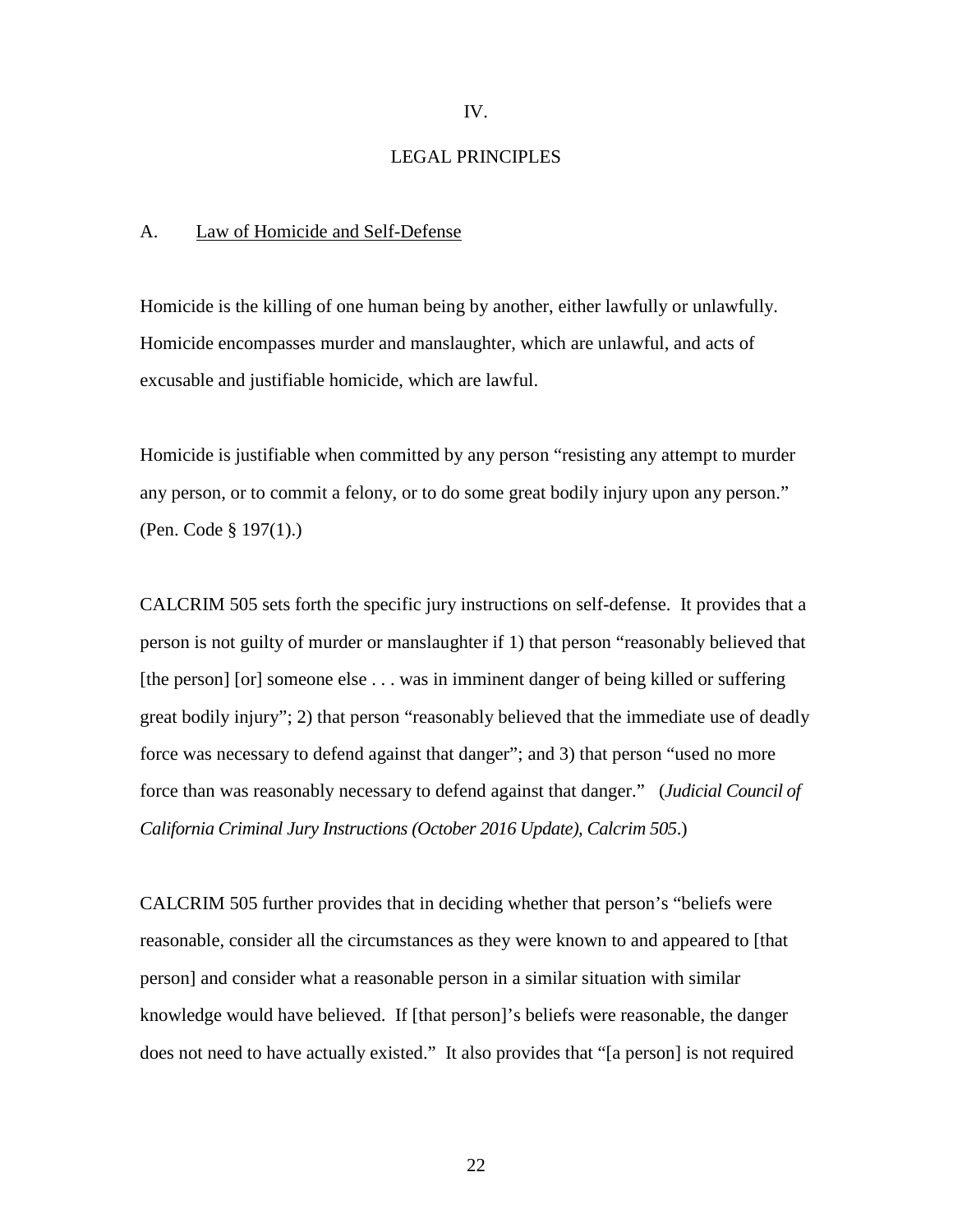# IV.

# LEGAL PRINCIPLES

## A. Law of Homicide and Self-Defense

Homicide is the killing of one human being by another, either lawfully or unlawfully. Homicide encompasses murder and manslaughter, which are unlawful, and acts of excusable and justifiable homicide, which are lawful.

Homicide is justifiable when committed by any person "resisting any attempt to murder any person, or to commit a felony, or to do some great bodily injury upon any person." (Pen. Code § 197(1).)

CALCRIM 505 sets forth the specific jury instructions on self-defense. It provides that a person is not guilty of murder or manslaughter if 1) that person "reasonably believed that [the person] [or] someone else . . . was in imminent danger of being killed or suffering great bodily injury"; 2) that person "reasonably believed that the immediate use of deadly force was necessary to defend against that danger"; and 3) that person "used no more force than was reasonably necessary to defend against that danger." (*Judicial Council of California Criminal Jury Instructions (October 2016 Update), Calcrim 505*.)

CALCRIM 505 further provides that in deciding whether that person's "beliefs were reasonable, consider all the circumstances as they were known to and appeared to [that person] and consider what a reasonable person in a similar situation with similar knowledge would have believed. If [that person]'s beliefs were reasonable, the danger does not need to have actually existed." It also provides that "[a person] is not required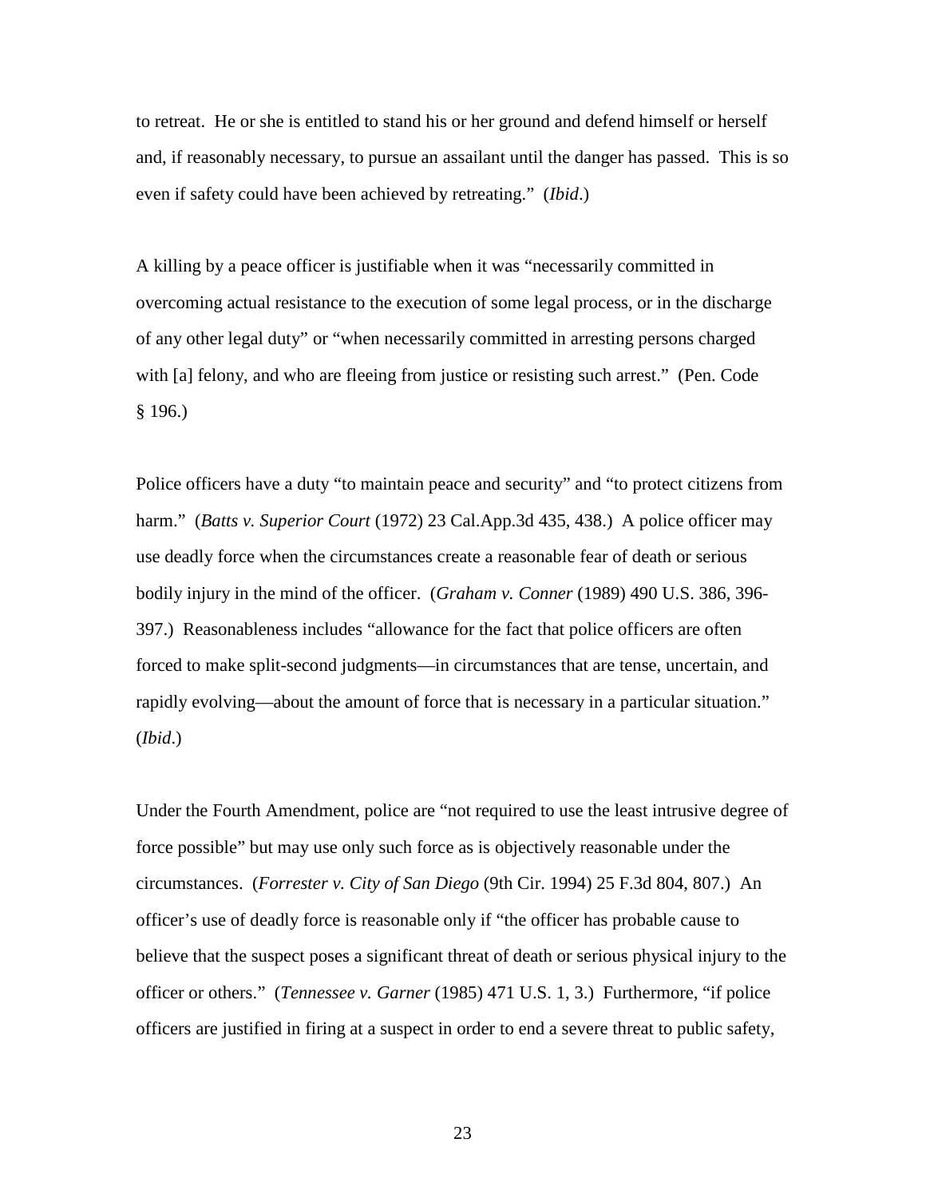to retreat. He or she is entitled to stand his or her ground and defend himself or herself and, if reasonably necessary, to pursue an assailant until the danger has passed. This is so even if safety could have been achieved by retreating." (*Ibid*.)

A killing by a peace officer is justifiable when it was "necessarily committed in overcoming actual resistance to the execution of some legal process, or in the discharge of any other legal duty" or "when necessarily committed in arresting persons charged with [a] felony, and who are fleeing from justice or resisting such arrest." (Pen. Code § 196.)

Police officers have a duty "to maintain peace and security" and "to protect citizens from harm." (*Batts v. Superior Court* (1972) 23 Cal.App.3d 435, 438.) A police officer may use deadly force when the circumstances create a reasonable fear of death or serious bodily injury in the mind of the officer. (*Graham v. Conner* (1989) 490 U.S. 386, 396-397.) Reasonableness includes "allowance for the fact that police officers are often forced to make split-second judgments—in circumstances that are tense, uncertain, and rapidly evolving—about the amount of force that is necessary in a particular situation." (*Ibid*.)

Under the Fourth Amendment, police are "not required to use the least intrusive degree of force possible" but may use only such force as is objectively reasonable under the circumstances. (*Forrester v. City of San Diego* (9th Cir. 1994) 25 F.3d 804, 807.) An officer's use of deadly force is reasonable only if "the officer has probable cause to believe that the suspect poses a significant threat of death or serious physical injury to the officer or others." (*Tennessee v. Garner* (1985) 471 U.S. 1, 3.) Furthermore, "if police officers are justified in firing at a suspect in order to end a severe threat to public safety,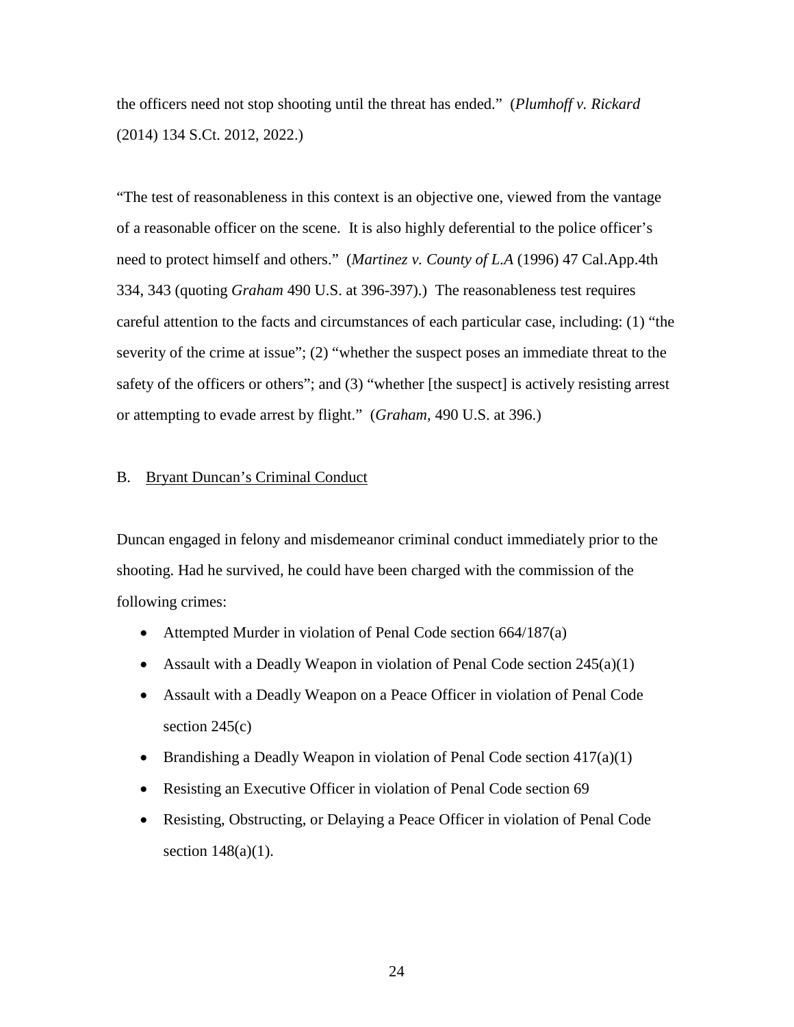the officers need not stop shooting until the threat has ended." (*Plumhoff v. Rickard* (2014) 134 S.Ct. 2012, 2022.)

"The test of reasonableness in this context is an objective one, viewed from the vantage of a reasonable officer on the scene. It is also highly deferential to the police officer's need to protect himself and others." (*Martinez v. County of L.A* (1996) 47 Cal.App.4th 334, 343 (quoting *Graham* 490 U.S. at 396-397).) The reasonableness test requires careful attention to the facts and circumstances of each particular case, including: (1) "the severity of the crime at issue"; (2) "whether the suspect poses an immediate threat to the safety of the officers or others"; and (3) "whether [the suspect] is actively resisting arrest or attempting to evade arrest by flight." (*Graham*, 490 U.S. at 396.)

B. <u>Bryant Duncan's Criminal Conduct</u>

Duncan engaged in felony and misdemeanor criminal conduct immediately prior to the shooting. Had he survived, he could have been charged with the commission of the following crimes:

- Attempted Murder in violation of Penal Code section 664/187(a)
- Assault with a Deadly Weapon in violation of Penal Code section 245(a)(1)
- Assault with a Deadly Weapon on a Peace Officer in violation of Penal Code section 245(c)
- Brandishing a Deadly Weapon in violation of Penal Code section 417(a)(1)
- Resisting an Executive Officer in violation of Penal Code section 69
- Resisting, Obstructing, or Delaying a Peace Officer in violation of Penal Code section 148(a)(1).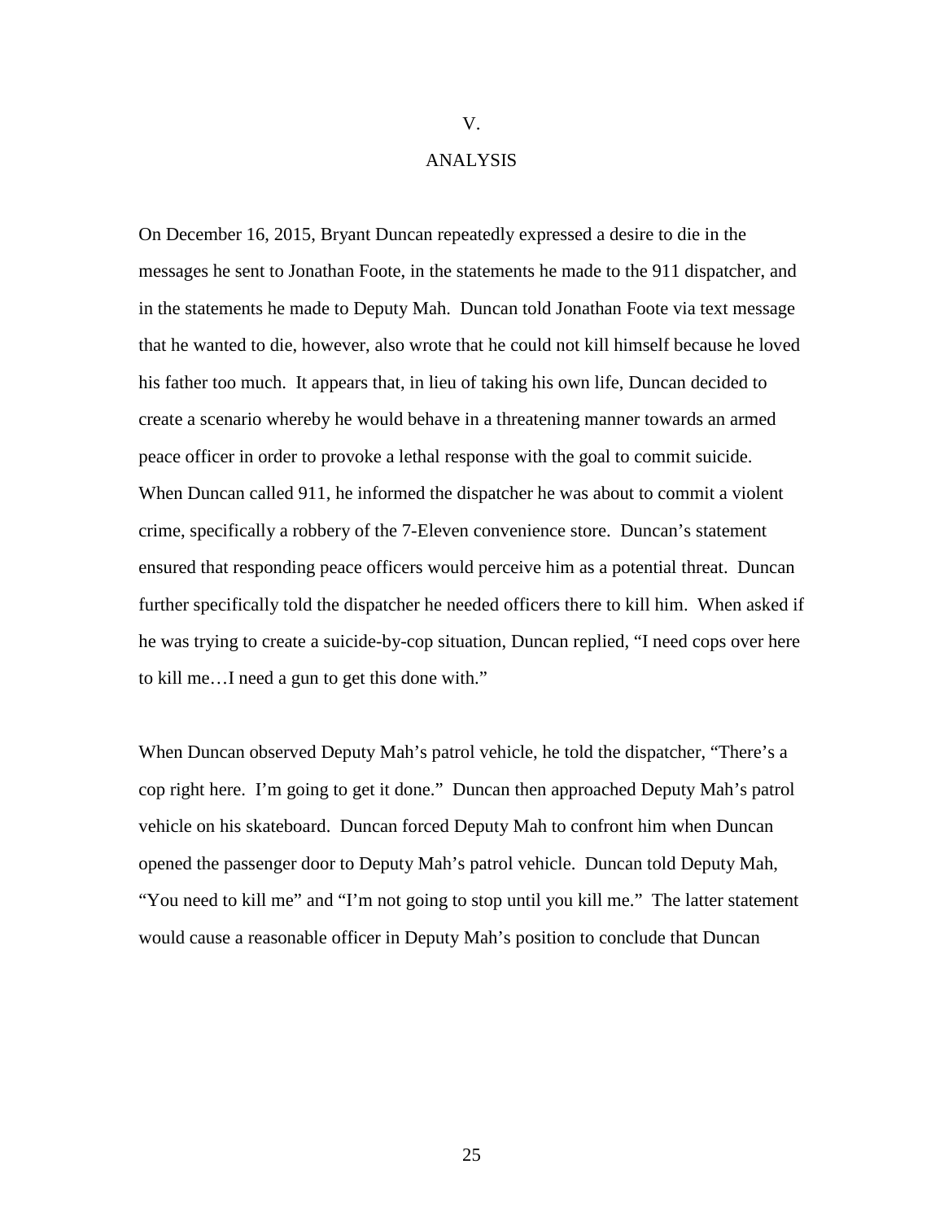# V.

## ANALYSIS

On December 16, 2015, Bryant Duncan repeatedly expressed a desire to die in the messages he sent to Jonathan Foote, in the statements he made to the 911 dispatcher, and in the statements he made to Deputy Mah. Duncan told Jonathan Foote via text message that he wanted to die, however, also wrote that he could not kill himself because he loved his father too much. It appears that, in lieu of taking his own life, Duncan decided to create a scenario whereby he would behave in a threatening manner towards an armed peace officer in order to provoke a lethal response with the goal to commit suicide. When Duncan called 911, he informed the dispatcher he was about to commit a violent crime, specifically a robbery of the 7-Eleven convenience store. Duncan's statement ensured that responding peace officers would perceive him as a potential threat. Duncan further specifically told the dispatcher he needed officers there to kill him. When asked if he was trying to create a suicide-by-cop situation, Duncan replied, "I need cops over here to kill me…I need a gun to get this done with."

When Duncan observed Deputy Mah's patrol vehicle, he told the dispatcher, "There's a cop right here. I'm going to get it done." Duncan then approached Deputy Mah's patrol vehicle on his skateboard. Duncan forced Deputy Mah to confront him when Duncan opened the passenger door to Deputy Mah's patrol vehicle. Duncan told Deputy Mah, "You need to kill me" and "I'm not going to stop until you kill me." The latter statement would cause a reasonable officer in Deputy Mah's position to conclude that Duncan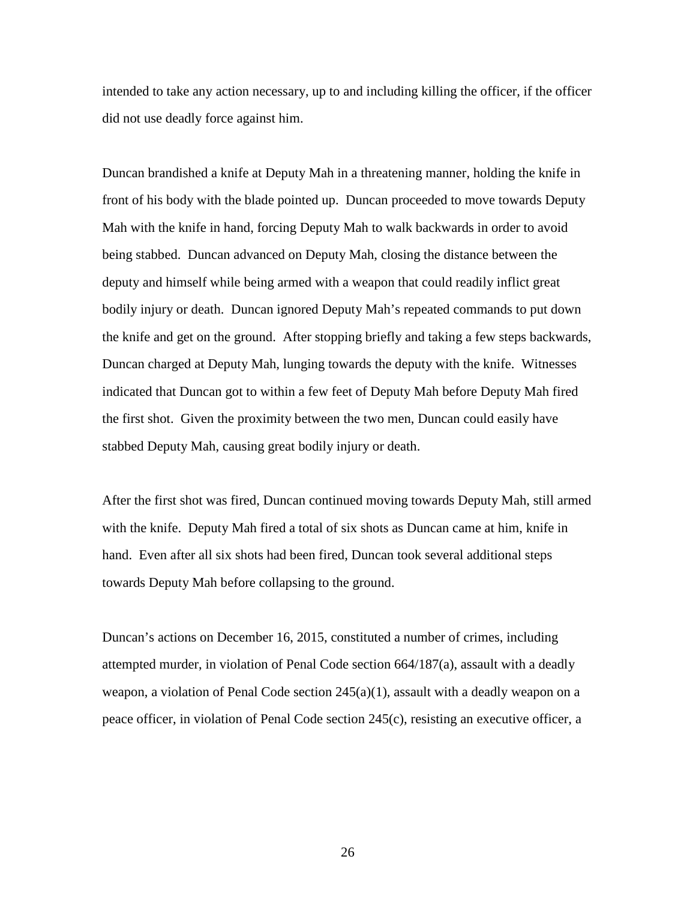intended to take any action necessary, up to and including killing the officer, if the officer did not use deadly force against him.

Duncan brandished a knife at Deputy Mah in a threatening manner, holding the knife in front of his body with the blade pointed up. Duncan proceeded to move towards Deputy Mah with the knife in hand, forcing Deputy Mah to walk backwards in order to avoid being stabbed. Duncan advanced on Deputy Mah, closing the distance between the deputy and himself while being armed with a weapon that could readily inflict great bodily injury or death. Duncan ignored Deputy Mah's repeated commands to put down the knife and get on the ground. After stopping briefly and taking a few steps backwards, Duncan charged at Deputy Mah, lunging towards the deputy with the knife. Witnesses indicated that Duncan got to within a few feet of Deputy Mah before Deputy Mah fired the first shot. Given the proximity between the two men, Duncan could easily have stabbed Deputy Mah, causing great bodily injury or death.

After the first shot was fired, Duncan continued moving towards Deputy Mah, still armed with the knife. Deputy Mah fired a total of six shots as Duncan came at him, knife in hand. Even after all six shots had been fired, Duncan took several additional steps towards Deputy Mah before collapsing to the ground.

Duncan's actions on December 16, 2015, constituted a number of crimes, including attempted murder, in violation of Penal Code section 664/187(a), assault with a deadly weapon, a violation of Penal Code section 245(a)(1), assault with a deadly weapon on a peace officer, in violation of Penal Code section 245(c), resisting an executive officer, a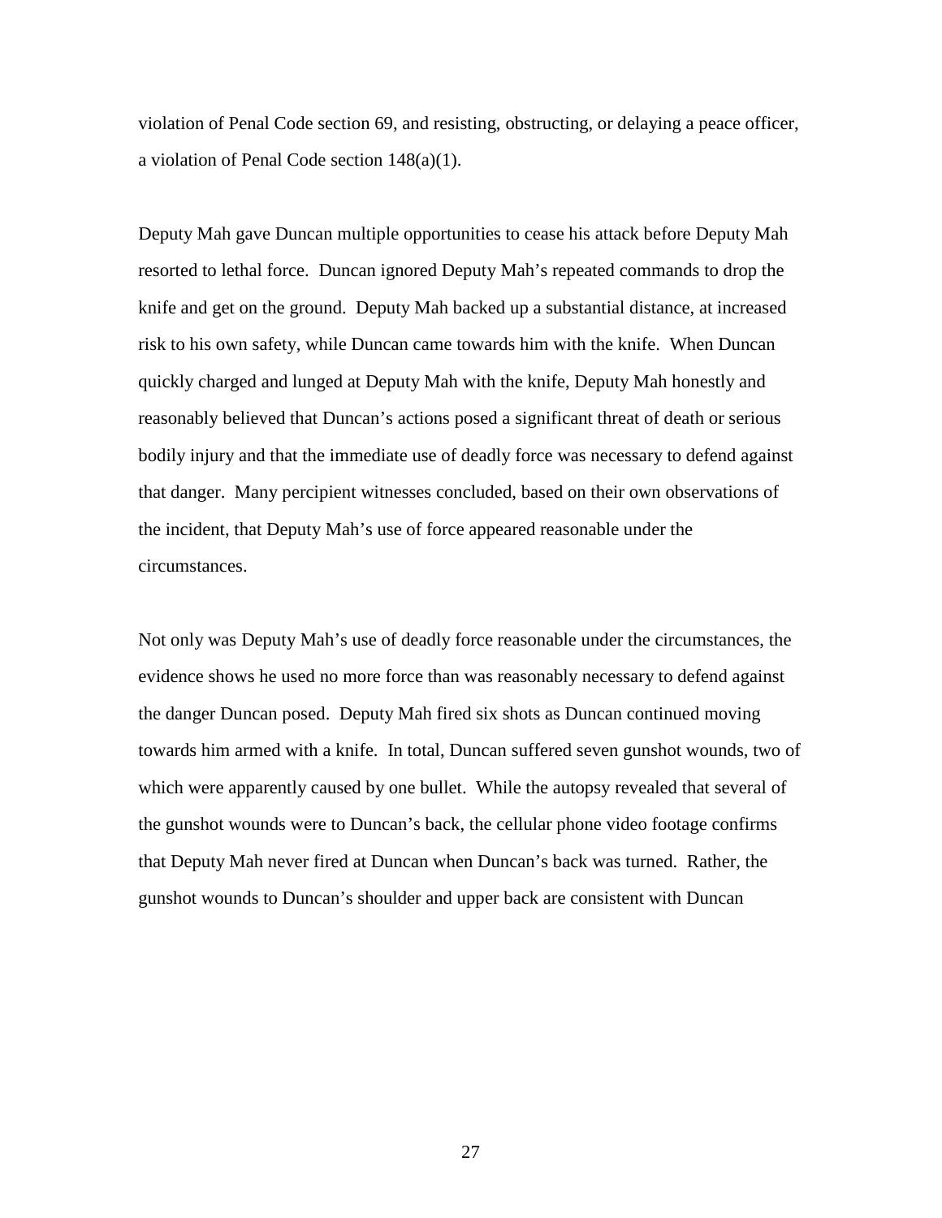violation of Penal Code section 69, and resisting, obstructing, or delaying a peace officer, a violation of Penal Code section 148(a)(1).

Deputy Mah gave Duncan multiple opportunities to cease his attack before Deputy Mah resorted to lethal force. Duncan ignored Deputy Mah's repeated commands to drop the knife and get on the ground. Deputy Mah backed up a substantial distance, at increased risk to his own safety, while Duncan came towards him with the knife. When Duncan quickly charged and lunged at Deputy Mah with the knife, Deputy Mah honestly and reasonably believed that Duncan's actions posed a significant threat of death or serious bodily injury and that the immediate use of deadly force was necessary to defend against that danger. Many percipient witnesses concluded, based on their own observations of the incident, that Deputy Mah's use of force appeared reasonable under the circumstances.

Not only was Deputy Mah's use of deadly force reasonable under the circumstances, the evidence shows he used no more force than was reasonably necessary to defend against the danger Duncan posed. Deputy Mah fired six shots as Duncan continued moving towards him armed with a knife. In total, Duncan suffered seven gunshot wounds, two of which were apparently caused by one bullet. While the autopsy revealed that several of the gunshot wounds were to Duncan's back, the cellular phone video footage confirms that Deputy Mah never fired at Duncan when Duncan's back was turned. Rather, the gunshot wounds to Duncan's shoulder and upper back are consistent with Duncan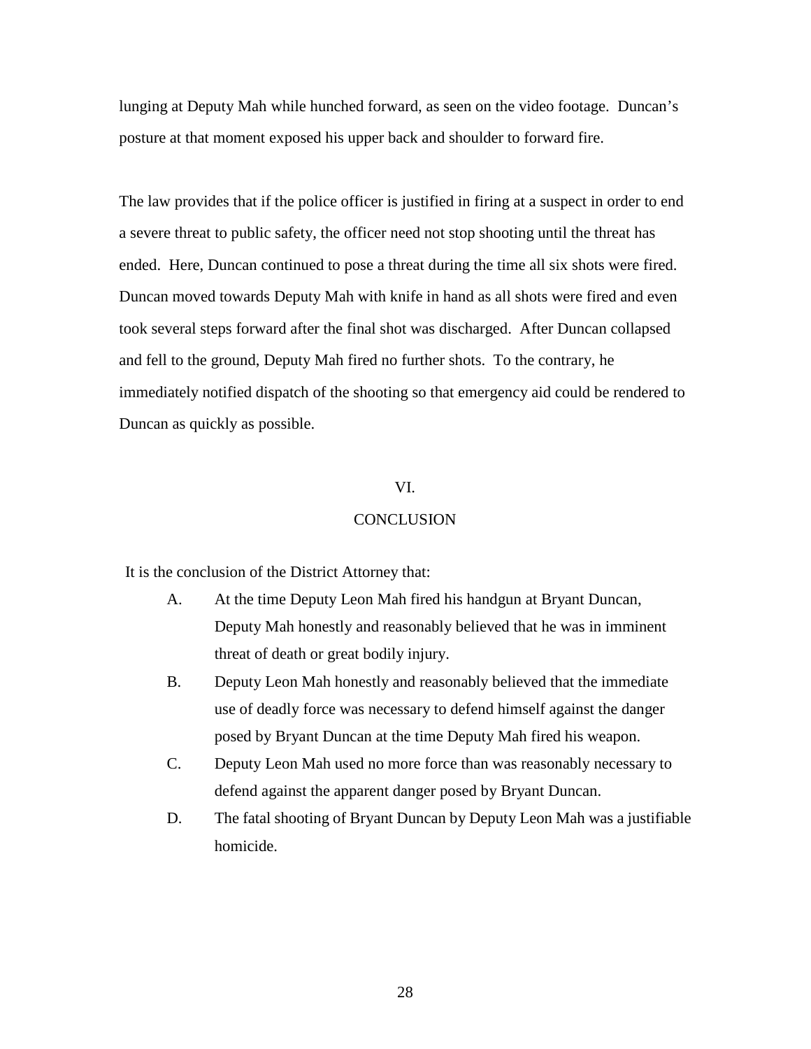lunging at Deputy Mah while hunched forward, as seen on the video footage. Duncan's posture at that moment exposed his upper back and shoulder to forward fire.

The law provides that if the police officer is justified in firing at a suspect in order to end a severe threat to public safety, the officer need not stop shooting until the threat has ended. Here, Duncan continued to pose a threat during the time all six shots were fired. Duncan moved towards Deputy Mah with knife in hand as all shots were fired and even took several steps forward after the final shot was discharged. After Duncan collapsed and fell to the ground, Deputy Mah fired no further shots. To the contrary, he immediately notified dispatch of the shooting so that emergency aid could be rendered to Duncan as quickly as possible.

## VI.

## CONCLUSION

It is the conclusion of the District Attorney that:

A. At the time Deputy Leon Mah fired his handgun at Bryant Duncan, Deputy Mah honestly and reasonably believed that he was in imminent threat of death or great bodily injury.

B. Deputy Leon Mah honestly and reasonably believed that the immediate use of deadly force was necessary to defend himself against the danger posed by Bryant Duncan at the time Deputy Mah fired his weapon.

C. Deputy Leon Mah used no more force than was reasonably necessary to defend against the apparent danger posed by Bryant Duncan.

D. The fatal shooting of Bryant Duncan by Deputy Leon Mah was a justifiable homicide.